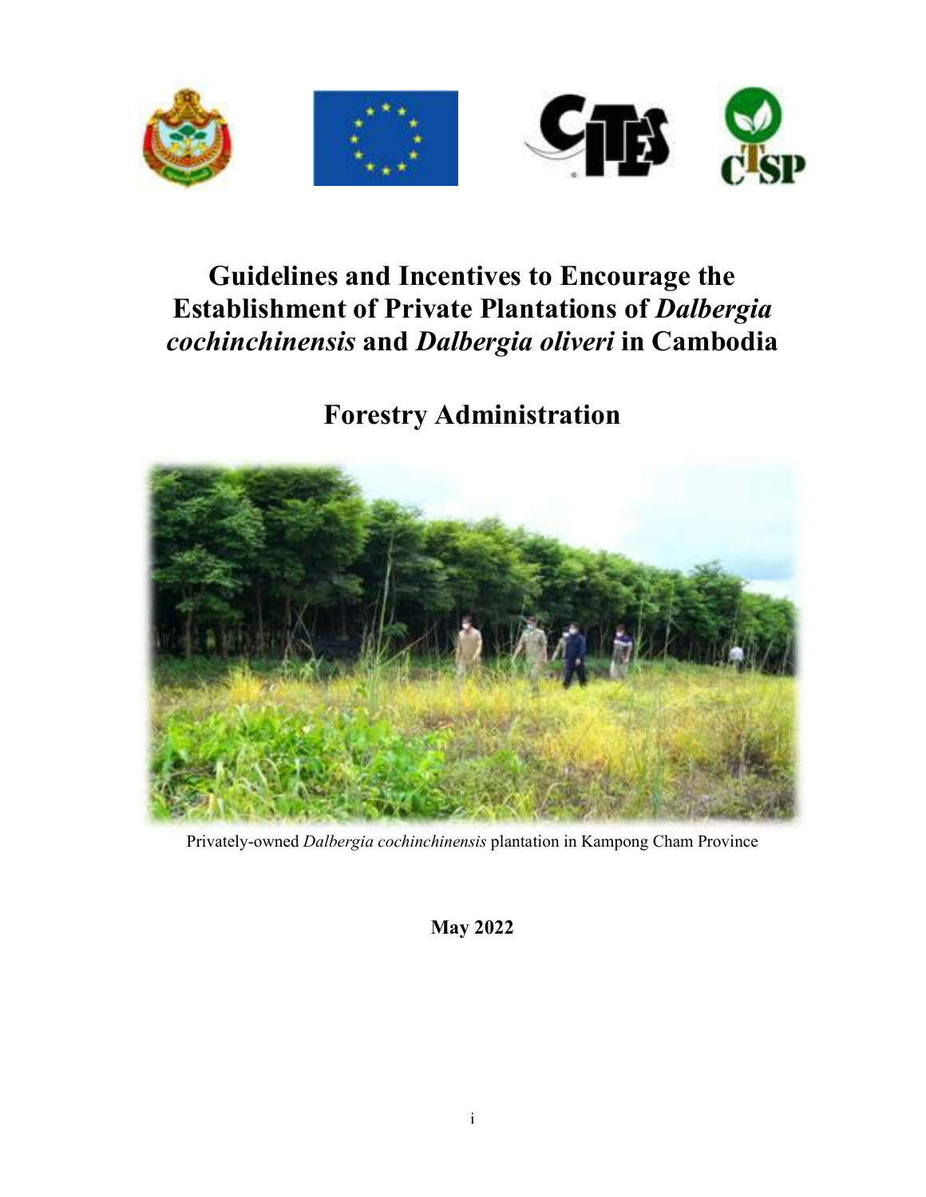# Guidelines and Incentives to Encourage the Establishment of Private Plantations of *Dalbergia cochinchinensis* and *Dalbergia oliveri* in Cambodia

# Forestry Administration

Privately-owned *Dalbergia cochinchinensis* plantation in Kampong Cham Province

**May 2022**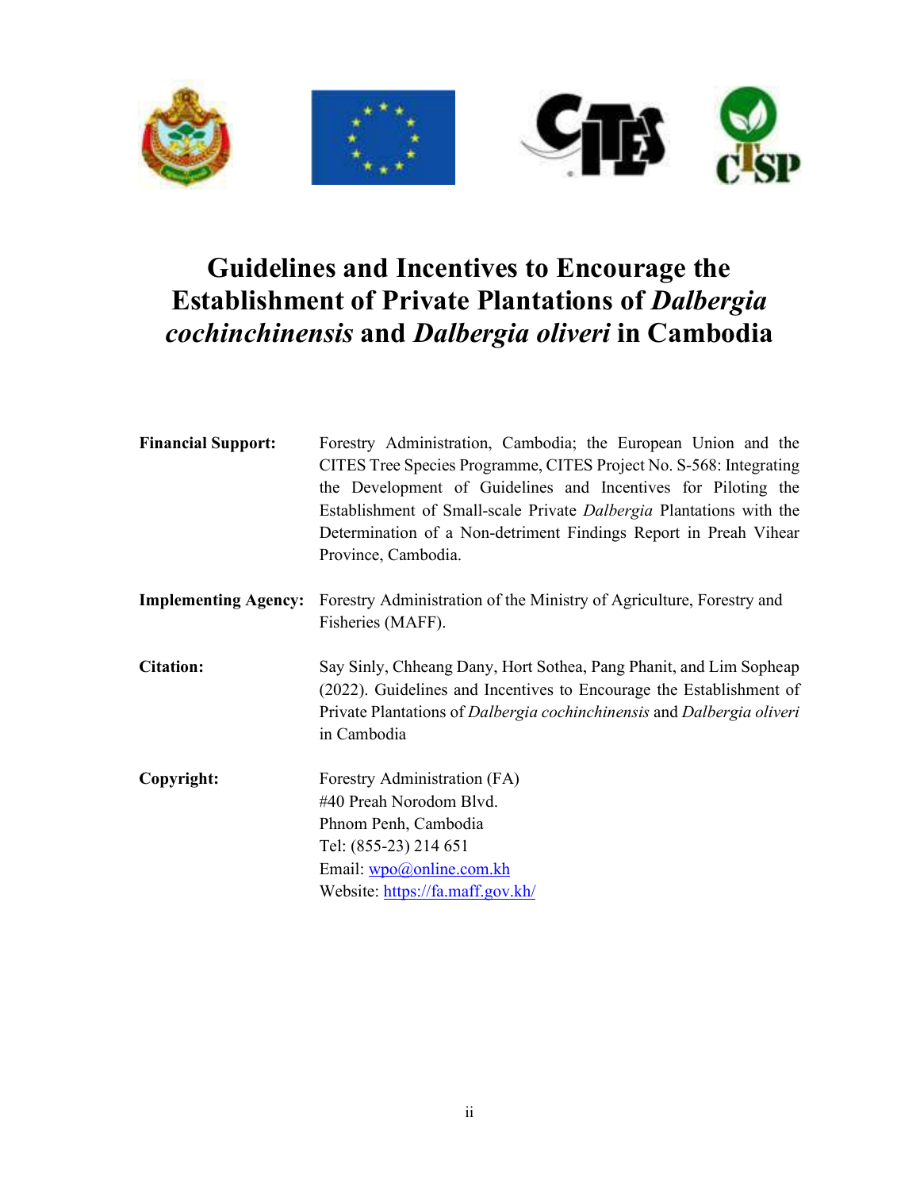# Guidelines and Incentives to Encourage the Establishment of Private Plantations of *Dalbergia cochinchinensis* and *Dalbergia oliveri* in Cambodia

**Financial Support:** Forestry Administration, Cambodia; the European Union and the CITES Tree Species Programme, CITES Project No. S-568: Integrating the Development of Guidelines and Incentives for Piloting the Establishment of Small-scale Private *Dalbergia* Plantations with the Determination of a Non-detriment Findings Report in Preah Vihear Province, Cambodia.

**Implementing Agency:** Forestry Administration of the Ministry of Agriculture, Forestry and Fisheries (MAFF).

**Citation:** Say Sinly, Chheang Dany, Hort Sothea, Pang Phanit, and Lim Sopheap (2022). Guidelines and Incentives to Encourage the Establishment of Private Plantations of *Dalbergia cochinchinensis* and *Dalbergia oliveri* in Cambodia

**Copyright:** Forestry Administration (FA)
#40 Preah Norodom Blvd.
Phnom Penh, Cambodia
Tel: (855-23) 214 651
Email: wpo@online.com.kh
Website: https://fa.maff.gov.kh/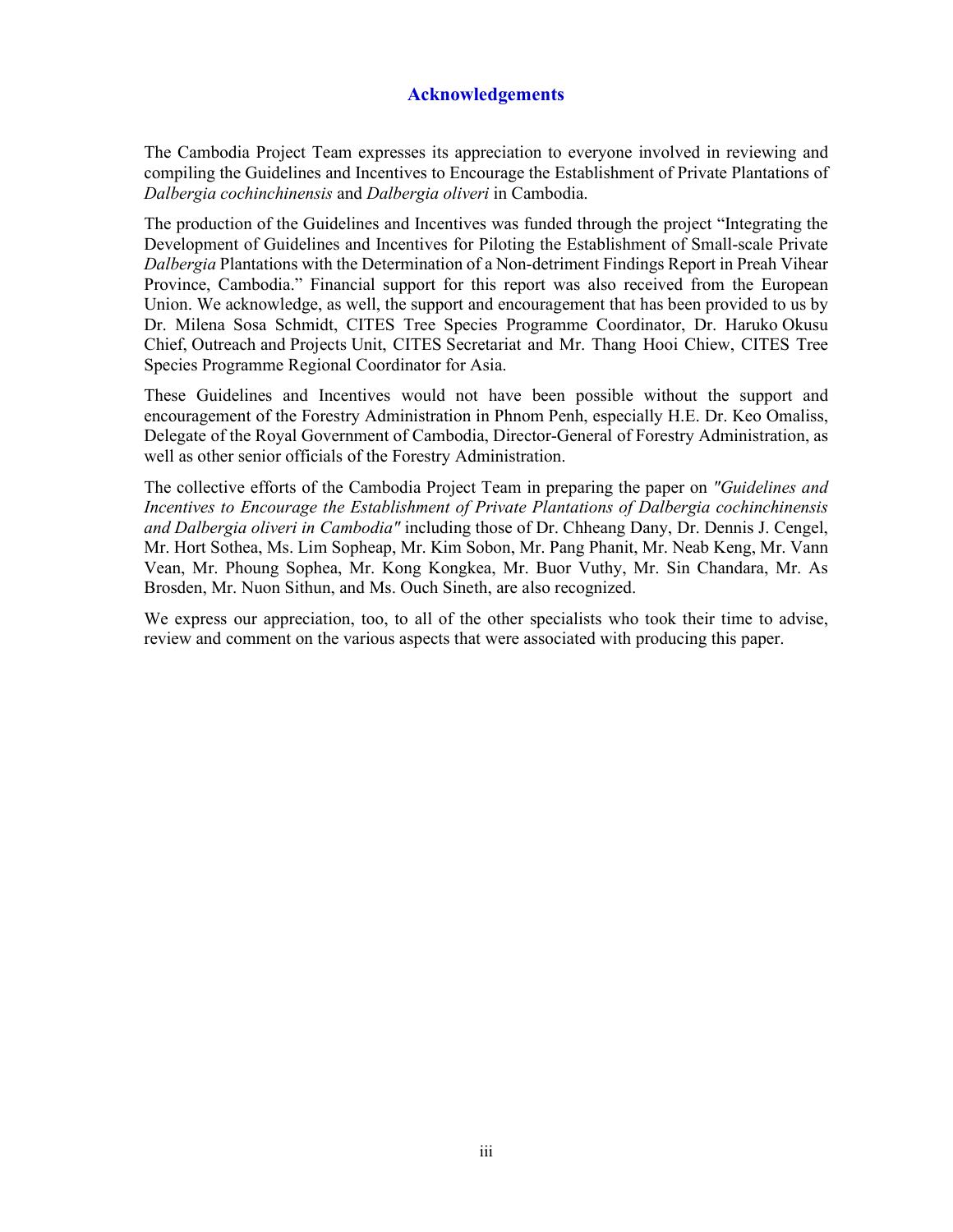# Acknowledgements

The Cambodia Project Team expresses its appreciation to everyone involved in reviewing and compiling the Guidelines and Incentives to Encourage the Establishment of Private Plantations of *Dalbergia cochinchinensis* and *Dalbergia oliveri* in Cambodia.

The production of the Guidelines and Incentives was funded through the project "Integrating the Development of Guidelines and Incentives for Piloting the Establishment of Small-scale Private *Dalbergia* Plantations with the Determination of a Non-detriment Findings Report in Preah Vihear Province, Cambodia." Financial support for this report was also received from the European Union. We acknowledge, as well, the support and encouragement that has been provided to us by Dr. Milena Sosa Schmidt, CITES Tree Species Programme Coordinator, Dr. Haruko Okusu Chief, Outreach and Projects Unit, CITES Secretariat and Mr. Thang Hooi Chiew, CITES Tree Species Programme Regional Coordinator for Asia.

These Guidelines and Incentives would not have been possible without the support and encouragement of the Forestry Administration in Phnom Penh, especially H.E. Dr. Keo Omaliss, Delegate of the Royal Government of Cambodia, Director-General of Forestry Administration, as well as other senior officials of the Forestry Administration.

The collective efforts of the Cambodia Project Team in preparing the paper on *"Guidelines and Incentives to Encourage the Establishment of Private Plantations of Dalbergia cochinchinensis and Dalbergia oliveri in Cambodia"* including those of Dr. Chheang Dany, Dr. Dennis J. Cengel, Mr. Hort Sothea, Ms. Lim Sopheap, Mr. Kim Sobon, Mr. Pang Phanit, Mr. Neab Keng, Mr. Vann Vean, Mr. Phoung Sophea, Mr. Kong Kongkea, Mr. Buor Vuthy, Mr. Sin Chandara, Mr. As Brosden, Mr. Nuon Sithun, and Ms. Ouch Sineth, are also recognized.

We express our appreciation, too, to all of the other specialists who took their time to advise, review and comment on the various aspects that were associated with producing this paper.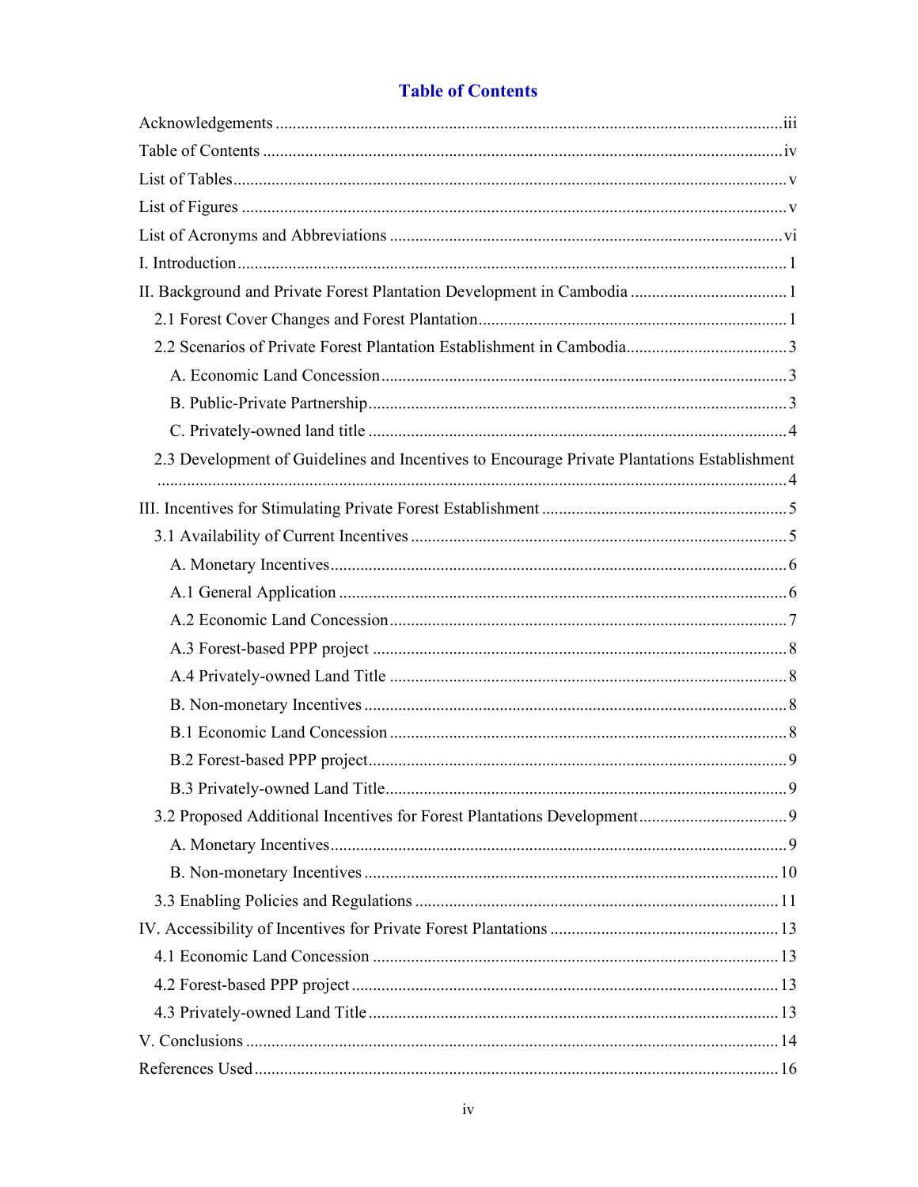# Table of Contents

Acknowledgements ..... iii

Table of Contents ..... iv

List of Tables ..... v

List of Figures ..... v

List of Acronyms and Abbreviations ..... vi

I. Introduction ..... 1

II. Background and Private Forest Plantation Development in Cambodia ..... 1

- 2.1 Forest Cover Changes and Forest Plantation ..... 1
- 2.2 Scenarios of Private Forest Plantation Establishment in Cambodia ..... 3
  - A. Economic Land Concession ..... 3
  - B. Public-Private Partnership ..... 3
  - C. Privately-owned land title ..... 4
- 2.3 Development of Guidelines and Incentives to Encourage Private Plantations Establishment ..... 4

III. Incentives for Stimulating Private Forest Establishment ..... 5

- 3.1 Availability of Current Incentives ..... 5
  - A. Monetary Incentives ..... 6
  - A.1 General Application ..... 6
  - A.2 Economic Land Concession ..... 7
  - A.3 Forest-based PPP project ..... 8
  - A.4 Privately-owned Land Title ..... 8
  - B. Non-monetary Incentives ..... 8
  - B.1 Economic Land Concession ..... 8
  - B.2 Forest-based PPP project ..... 9
  - B.3 Privately-owned Land Title ..... 9
- 3.2 Proposed Additional Incentives for Forest Plantations Development ..... 9
  - A. Monetary Incentives ..... 9
  - B. Non-monetary Incentives ..... 10
- 3.3 Enabling Policies and Regulations ..... 11

IV. Accessibility of Incentives for Private Forest Plantations ..... 13

- 4.1 Economic Land Concession ..... 13
- 4.2 Forest-based PPP project ..... 13
- 4.3 Privately-owned Land Title ..... 13

V. Conclusions ..... 14

References Used ..... 16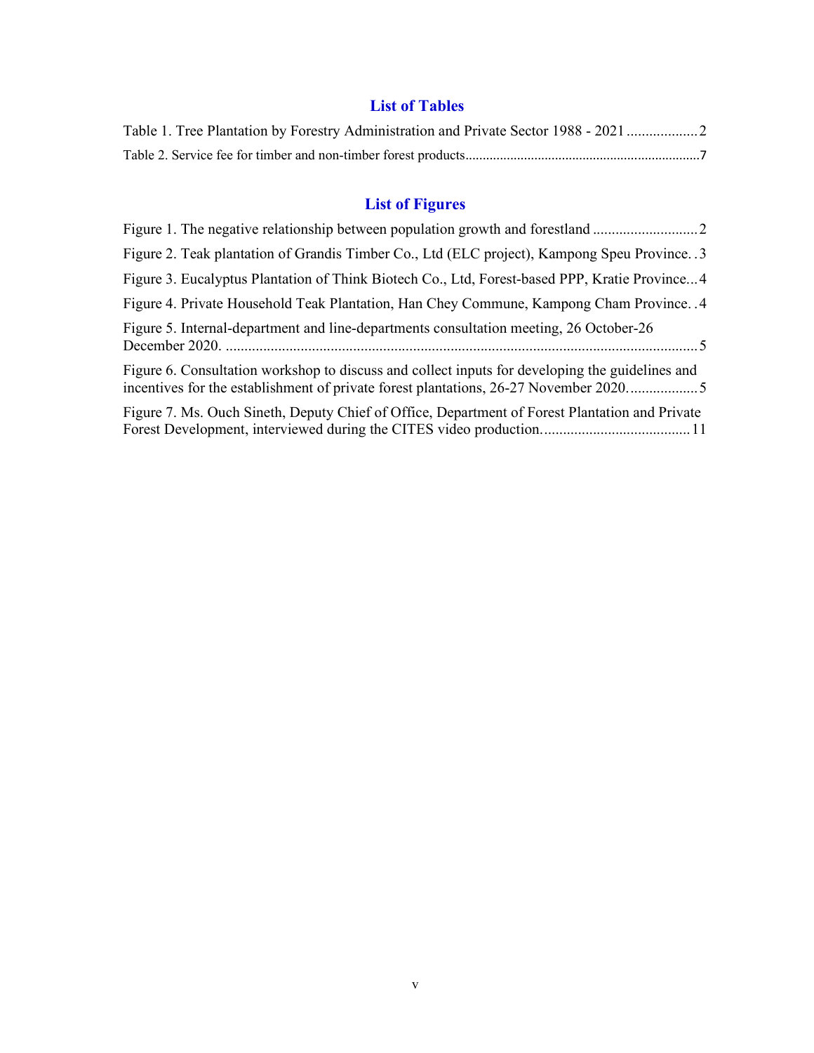## List of Tables

Table 1. Tree Plantation by Forestry Administration and Private Sector 1988 - 2021 .................. 2

Table 2. Service fee for timber and non-timber forest products .................................................................. 7

## List of Figures

Figure 1. The negative relationship between population growth and forestland ........................... 2

Figure 2. Teak plantation of Grandis Timber Co., Ltd (ELC project), Kampong Speu Province. . 3

Figure 3. Eucalyptus Plantation of Think Biotech Co., Ltd, Forest-based PPP, Kratie Province... 4

Figure 4. Private Household Teak Plantation, Han Chey Commune, Kampong Cham Province. . 4

Figure 5. Internal-department and line-departments consultation meeting, 26 October-26 December 2020. ............................................................................................................................. 5

Figure 6. Consultation workshop to discuss and collect inputs for developing the guidelines and incentives for the establishment of private forest plantations, 26-27 November 2020. ................. 5

Figure 7. Ms. Ouch Sineth, Deputy Chief of Office, Department of Forest Plantation and Private Forest Development, interviewed during the CITES video production. ...................................... 11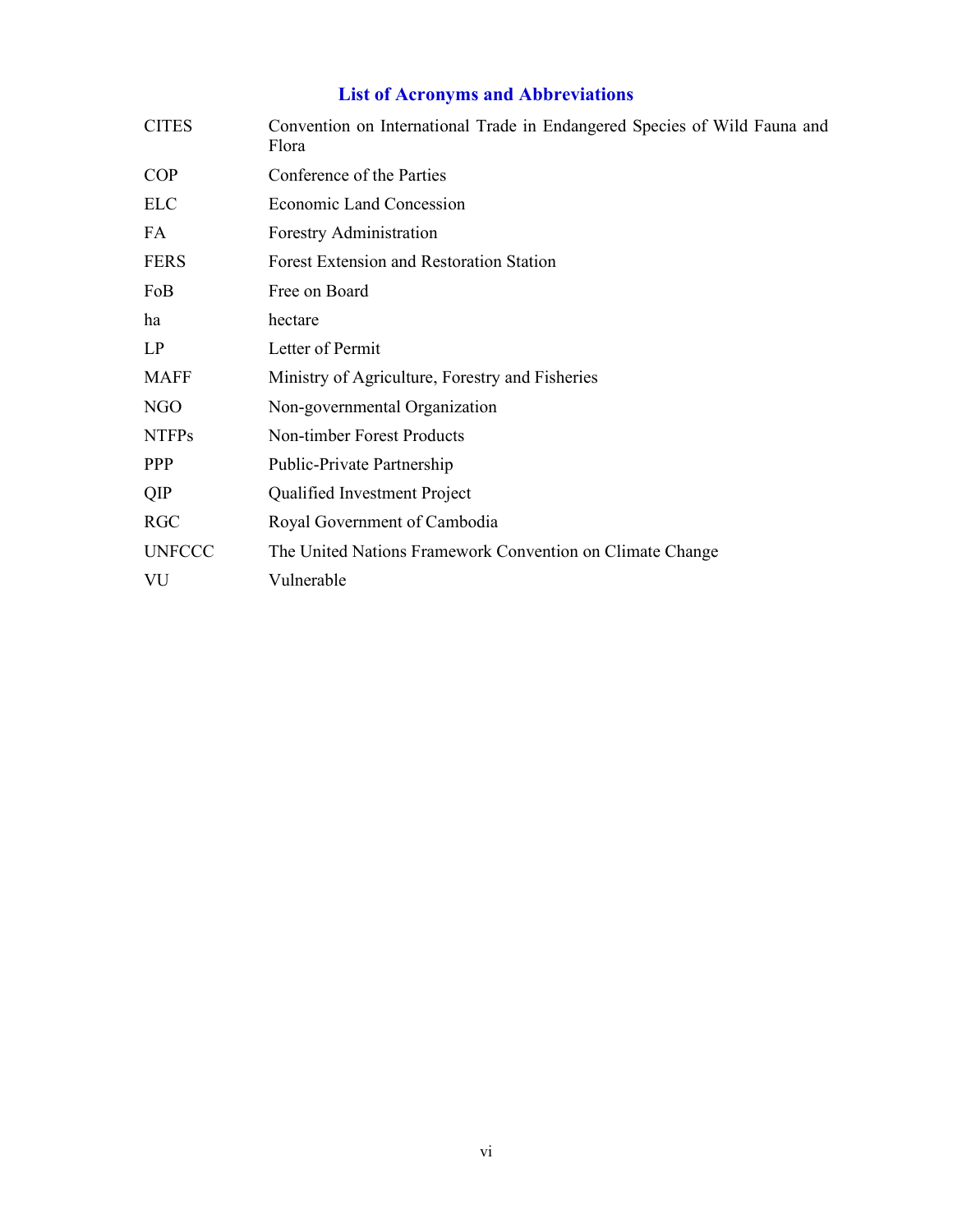## List of Acronyms and Abbreviations

| | |
|---|---|
| CITES | Convention on International Trade in Endangered Species of Wild Fauna and Flora |
| COP | Conference of the Parties |
| ELC | Economic Land Concession |
| FA | Forestry Administration |
| FERS | Forest Extension and Restoration Station |
| FoB | Free on Board |
| ha | hectare |
| LP | Letter of Permit |
| MAFF | Ministry of Agriculture, Forestry and Fisheries |
| NGO | Non-governmental Organization |
| NTFPs | Non-timber Forest Products |
| PPP | Public-Private Partnership |
| QIP | Qualified Investment Project |
| RGC | Royal Government of Cambodia |
| UNFCCC | The United Nations Framework Convention on Climate Change |
| VU | Vulnerable |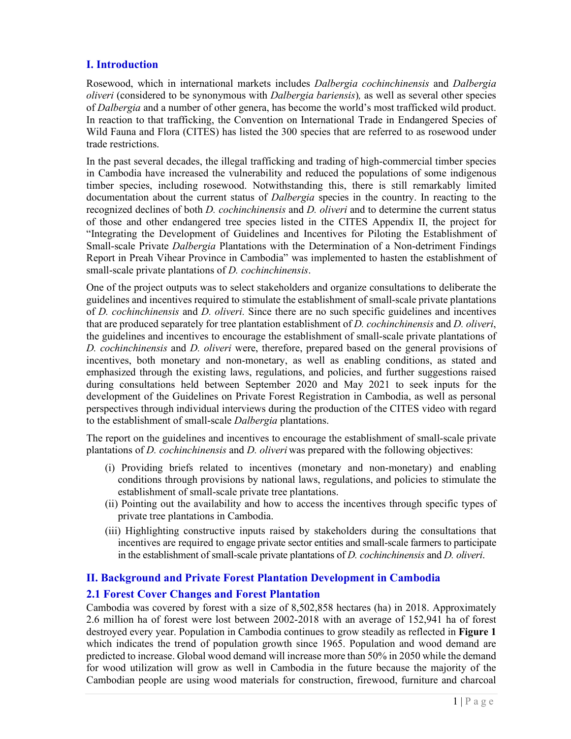## I. Introduction

Rosewood, which in international markets includes *Dalbergia cochinchinensis* and *Dalbergia oliveri* (considered to be synonymous with *Dalbergia bariensis*)*,* as well as several other species of *Dalbergia* and a number of other genera, has become the world's most trafficked wild product. In reaction to that trafficking, the Convention on International Trade in Endangered Species of Wild Fauna and Flora (CITES) has listed the 300 species that are referred to as rosewood under trade restrictions.

In the past several decades, the illegal trafficking and trading of high-commercial timber species in Cambodia have increased the vulnerability and reduced the populations of some indigenous timber species, including rosewood. Notwithstanding this, there is still remarkably limited documentation about the current status of *Dalbergia* species in the country. In reacting to the recognized declines of both *D. cochinchinensis* and *D. oliveri* and to determine the current status of those and other endangered tree species listed in the CITES Appendix II, the project for "Integrating the Development of Guidelines and Incentives for Piloting the Establishment of Small-scale Private *Dalbergia* Plantations with the Determination of a Non-detriment Findings Report in Preah Vihear Province in Cambodia" was implemented to hasten the establishment of small-scale private plantations of *D. cochinchinensis*.

One of the project outputs was to select stakeholders and organize consultations to deliberate the guidelines and incentives required to stimulate the establishment of small-scale private plantations of *D. cochinchinensis* and *D. oliveri.* Since there are no such specific guidelines and incentives that are produced separately for tree plantation establishment of *D. cochinchinensis* and *D. oliveri*, the guidelines and incentives to encourage the establishment of small-scale private plantations of *D. cochinchinensis* and *D. oliveri* were, therefore, prepared based on the general provisions of incentives, both monetary and non-monetary, as well as enabling conditions, as stated and emphasized through the existing laws, regulations, and policies, and further suggestions raised during consultations held between September 2020 and May 2021 to seek inputs for the development of the Guidelines on Private Forest Registration in Cambodia, as well as personal perspectives through individual interviews during the production of the CITES video with regard to the establishment of small-scale *Dalbergia* plantations.

The report on the guidelines and incentives to encourage the establishment of small-scale private plantations of *D. cochinchinensis* and *D. oliveri* was prepared with the following objectives:

- (i) Providing briefs related to incentives (monetary and non-monetary) and enabling conditions through provisions by national laws, regulations, and policies to stimulate the establishment of small-scale private tree plantations.
- (ii) Pointing out the availability and how to access the incentives through specific types of private tree plantations in Cambodia.
- (iii) Highlighting constructive inputs raised by stakeholders during the consultations that incentives are required to engage private sector entities and small-scale farmers to participate in the establishment of small-scale private plantations of *D. cochinchinensis* and *D. oliveri*.

## II. Background and Private Forest Plantation Development in Cambodia

### 2.1 Forest Cover Changes and Forest Plantation

Cambodia was covered by forest with a size of 8,502,858 hectares (ha) in 2018. Approximately 2.6 million ha of forest were lost between 2002-2018 with an average of 152,941 ha of forest destroyed every year. Population in Cambodia continues to grow steadily as reflected in **Figure 1** which indicates the trend of population growth since 1965. Population and wood demand are predicted to increase. Global wood demand will increase more than 50% in 2050 while the demand for wood utilization will grow as well in Cambodia in the future because the majority of the Cambodian people are using wood materials for construction, firewood, furniture and charcoal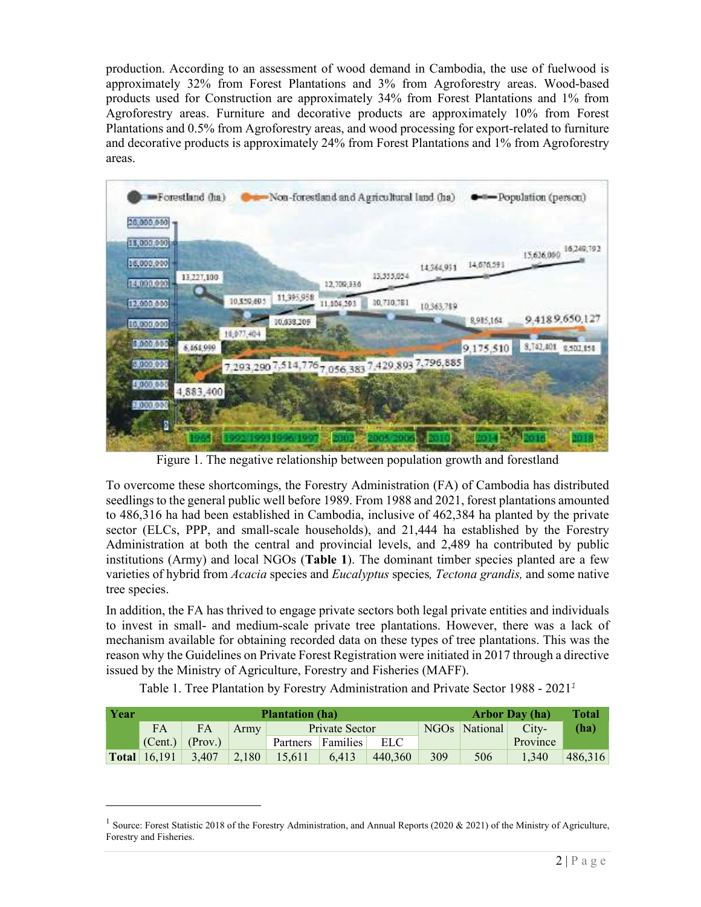production. According to an assessment of wood demand in Cambodia, the use of fuelwood is approximately 32% from Forest Plantations and 3% from Agroforestry areas. Wood-based products used for Construction are approximately 34% from Forest Plantations and 1% from Agroforestry areas. Furniture and decorative products are approximately 10% from Forest Plantations and 0.5% from Agroforestry areas, and wood processing for export-related to furniture and decorative products is approximately 24% from Forest Plantations and 1% from Agroforestry areas.

Figure 1. The negative relationship between population growth and forestland

To overcome these shortcomings, the Forestry Administration (FA) of Cambodia has distributed seedlings to the general public well before 1989. From 1988 and 2021, forest plantations amounted to 486,316 ha had been established in Cambodia, inclusive of 462,384 ha planted by the private sector (ELCs, PPP, and small-scale households), and 21,444 ha established by the Forestry Administration at both the central and provincial levels, and 2,489 ha contributed by public institutions (Army) and local NGOs (**Table 1**). The dominant timber species planted are a few varieties of hybrid from *Acacia* species and *Eucalyptus* species*, Tectona grandis,* and some native tree species.

In addition, the FA has thrived to engage private sectors both legal private entities and individuals to invest in small- and medium-scale private tree plantations. However, there was a lack of mechanism available for obtaining recorded data on these types of tree plantations. This was the reason why the Guidelines on Private Forest Registration were initiated in 2017 through a directive issued by the Ministry of Agriculture, Forestry and Fisheries (MAFF).

Table 1. Tree Plantation by Forestry Administration and Private Sector 1988 - 2021[1]

| **Year** | **Plantation (ha)** | | | | | | | **Arbor Day (ha)** | | **Total (ha)** |
|---|---|---|---|---|---|---|---|---|---|---|
| | FA (Cent.) | FA (Prov.) | Army | Private Sector | | | NGOs | National | City-Province | |
| | | | | Partners | Families | ELC | | | | |
| **Total** | 16,191 | 3,407 | 2,180 | 15,611 | 6,413 | 440,360 | 309 | 506 | 1,340 | 486,316 |

[1] Source: Forest Statistic 2018 of the Forestry Administration, and Annual Reports (2020 & 2021) of the Ministry of Agriculture, Forestry and Fisheries.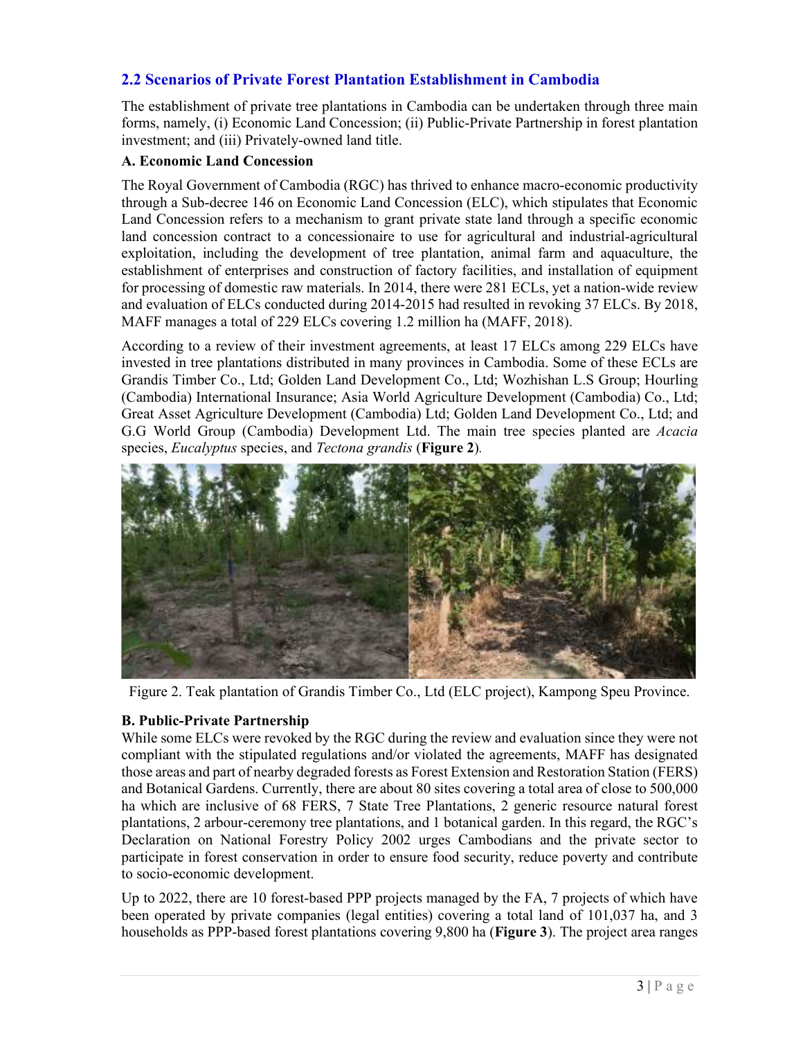## 2.2 Scenarios of Private Forest Plantation Establishment in Cambodia

The establishment of private tree plantations in Cambodia can be undertaken through three main forms, namely, (i) Economic Land Concession; (ii) Public-Private Partnership in forest plantation investment; and (iii) Privately-owned land title.

**A. Economic Land Concession**

The Royal Government of Cambodia (RGC) has thrived to enhance macro-economic productivity through a Sub-decree 146 on Economic Land Concession (ELC), which stipulates that Economic Land Concession refers to a mechanism to grant private state land through a specific economic land concession contract to a concessionaire to use for agricultural and industrial-agricultural exploitation, including the development of tree plantation, animal farm and aquaculture, the establishment of enterprises and construction of factory facilities, and installation of equipment for processing of domestic raw materials. In 2014, there were 281 ECLs, yet a nation-wide review and evaluation of ELCs conducted during 2014-2015 had resulted in revoking 37 ELCs. By 2018, MAFF manages a total of 229 ELCs covering 1.2 million ha (MAFF, 2018).

According to a review of their investment agreements, at least 17 ELCs among 229 ELCs have invested in tree plantations distributed in many provinces in Cambodia. Some of these ECLs are Grandis Timber Co., Ltd; Golden Land Development Co., Ltd; Wozhishan L.S Group; Hourling (Cambodia) International Insurance; Asia World Agriculture Development (Cambodia) Co., Ltd; Great Asset Agriculture Development (Cambodia) Ltd; Golden Land Development Co., Ltd; and G.G World Group (Cambodia) Development Ltd. The main tree species planted are *Acacia* species, *Eucalyptus* species, and *Tectona grandis* (**Figure 2**).

Figure 2. Teak plantation of Grandis Timber Co., Ltd (ELC project), Kampong Speu Province.

**B. Public-Private Partnership**

While some ELCs were revoked by the RGC during the review and evaluation since they were not compliant with the stipulated regulations and/or violated the agreements, MAFF has designated those areas and part of nearby degraded forests as Forest Extension and Restoration Station (FERS) and Botanical Gardens. Currently, there are about 80 sites covering a total area of close to 500,000 ha which are inclusive of 68 FERS, 7 State Tree Plantations, 2 generic resource natural forest plantations, 2 arbour-ceremony tree plantations, and 1 botanical garden. In this regard, the RGC's Declaration on National Forestry Policy 2002 urges Cambodians and the private sector to participate in forest conservation in order to ensure food security, reduce poverty and contribute to socio-economic development.

Up to 2022, there are 10 forest-based PPP projects managed by the FA, 7 projects of which have been operated by private companies (legal entities) covering a total land of 101,037 ha, and 3 households as PPP-based forest plantations covering 9,800 ha (**Figure 3**). The project area ranges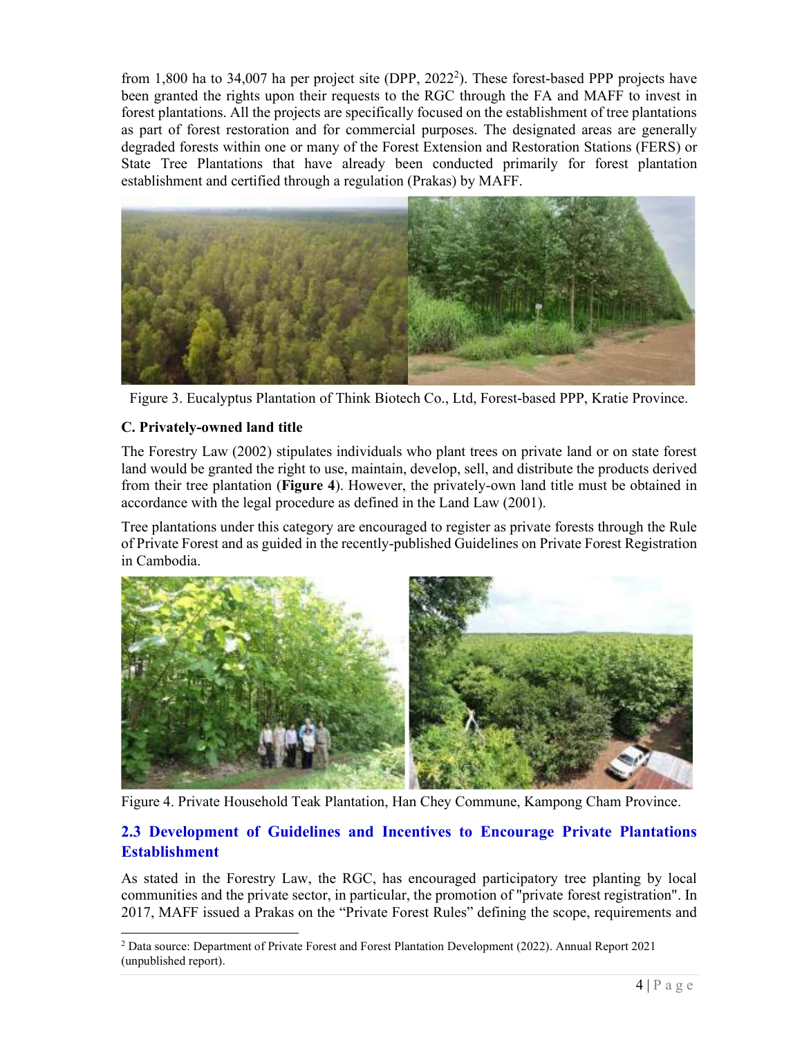from 1,800 ha to 34,007 ha per project site (DPP, 2022[2]). These forest-based PPP projects have been granted the rights upon their requests to the RGC through the FA and MAFF to invest in forest plantations. All the projects are specifically focused on the establishment of tree plantations as part of forest restoration and for commercial purposes. The designated areas are generally degraded forests within one or many of the Forest Extension and Restoration Stations (FERS) or State Tree Plantations that have already been conducted primarily for forest plantation establishment and certified through a regulation (Prakas) by MAFF.

Figure 3. Eucalyptus Plantation of Think Biotech Co., Ltd, Forest-based PPP, Kratie Province.

**C. Privately-owned land title**

The Forestry Law (2002) stipulates individuals who plant trees on private land or on state forest land would be granted the right to use, maintain, develop, sell, and distribute the products derived from their tree plantation (**Figure 4**). However, the privately-own land title must be obtained in accordance with the legal procedure as defined in the Land Law (2001).

Tree plantations under this category are encouraged to register as private forests through the Rule of Private Forest and as guided in the recently-published Guidelines on Private Forest Registration in Cambodia.

Figure 4. Private Household Teak Plantation, Han Chey Commune, Kampong Cham Province.

## 2.3 Development of Guidelines and Incentives to Encourage Private Plantations Establishment

As stated in the Forestry Law, the RGC, has encouraged participatory tree planting by local communities and the private sector, in particular, the promotion of "private forest registration". In 2017, MAFF issued a Prakas on the "Private Forest Rules" defining the scope, requirements and

[2] Data source: Department of Private Forest and Forest Plantation Development (2022). Annual Report 2021 (unpublished report).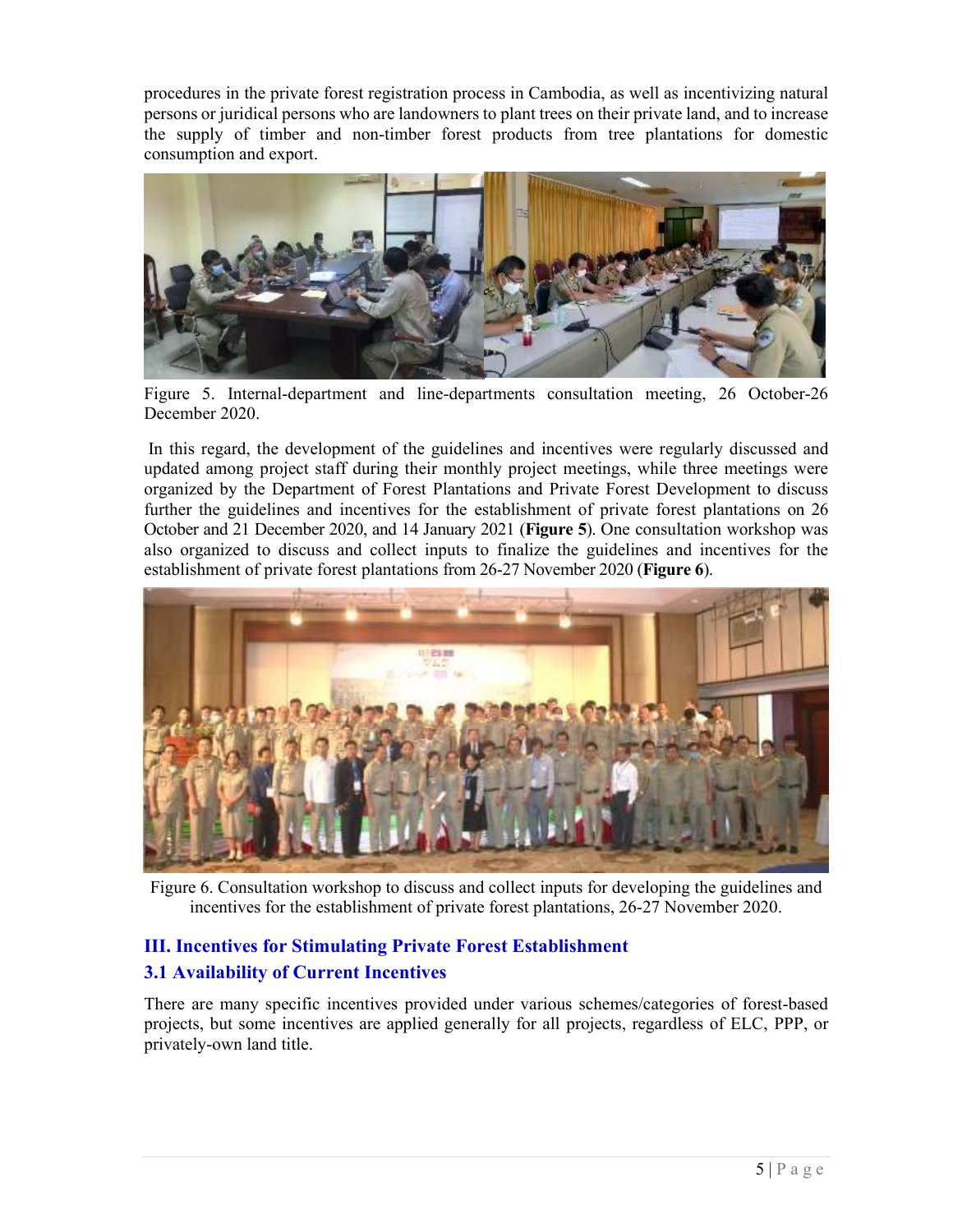procedures in the private forest registration process in Cambodia, as well as incentivizing natural persons or juridical persons who are landowners to plant trees on their private land, and to increase the supply of timber and non-timber forest products from tree plantations for domestic consumption and export.

Figure 5. Internal-department and line-departments consultation meeting, 26 October-26 December 2020.

In this regard, the development of the guidelines and incentives were regularly discussed and updated among project staff during their monthly project meetings, while three meetings were organized by the Department of Forest Plantations and Private Forest Development to discuss further the guidelines and incentives for the establishment of private forest plantations on 26 October and 21 December 2020, and 14 January 2021 (**Figure 5**). One consultation workshop was also organized to discuss and collect inputs to finalize the guidelines and incentives for the establishment of private forest plantations from 26-27 November 2020 (**Figure 6**).

Figure 6. Consultation workshop to discuss and collect inputs for developing the guidelines and incentives for the establishment of private forest plantations, 26-27 November 2020.

## III. Incentives for Stimulating Private Forest Establishment

### 3.1 Availability of Current Incentives

There are many specific incentives provided under various schemes/categories of forest-based projects, but some incentives are applied generally for all projects, regardless of ELC, PPP, or privately-own land title.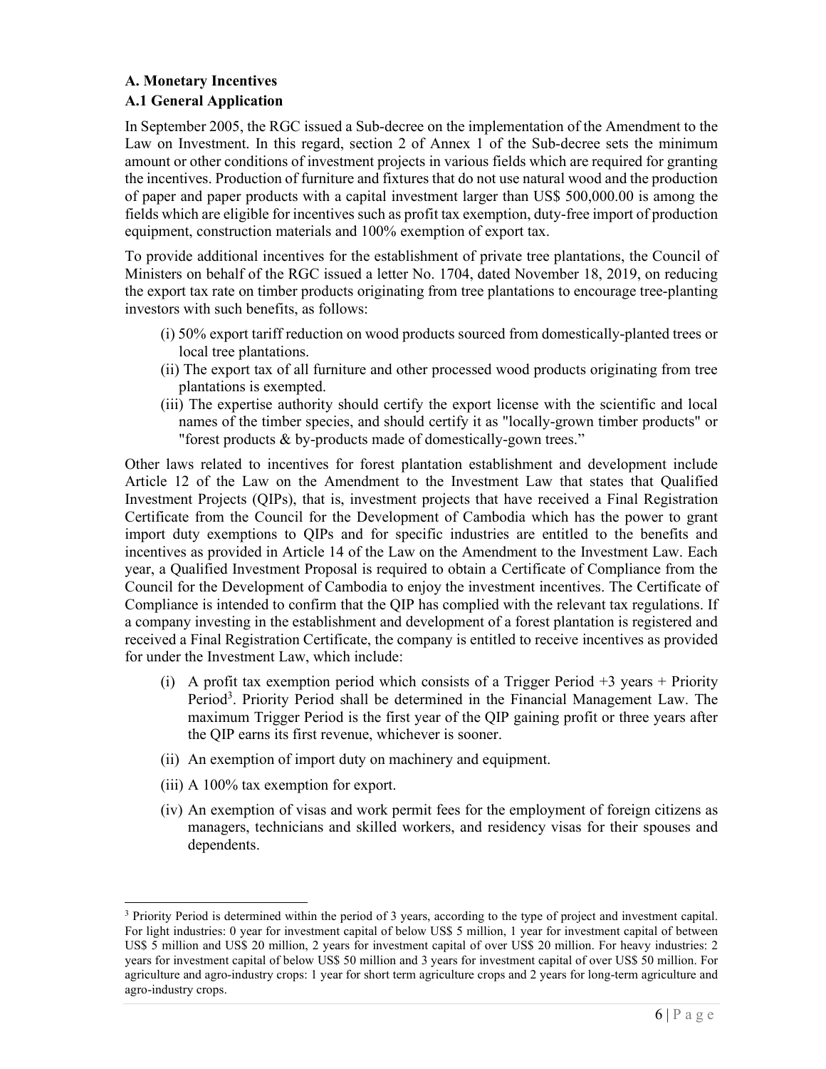### A. Monetary Incentives

### A.1 General Application

In September 2005, the RGC issued a Sub-decree on the implementation of the Amendment to the Law on Investment. In this regard, section 2 of Annex 1 of the Sub-decree sets the minimum amount or other conditions of investment projects in various fields which are required for granting the incentives. Production of furniture and fixtures that do not use natural wood and the production of paper and paper products with a capital investment larger than US$ 500,000.00 is among the fields which are eligible for incentives such as profit tax exemption, duty-free import of production equipment, construction materials and 100% exemption of export tax.

To provide additional incentives for the establishment of private tree plantations, the Council of Ministers on behalf of the RGC issued a letter No. 1704, dated November 18, 2019, on reducing the export tax rate on timber products originating from tree plantations to encourage tree-planting investors with such benefits, as follows:

(i) 50% export tariff reduction on wood products sourced from domestically-planted trees or local tree plantations.

(ii) The export tax of all furniture and other processed wood products originating from tree plantations is exempted.

(iii) The expertise authority should certify the export license with the scientific and local names of the timber species, and should certify it as "locally-grown timber products" or "forest products & by-products made of domestically-gown trees."

Other laws related to incentives for forest plantation establishment and development include Article 12 of the Law on the Amendment to the Investment Law that states that Qualified Investment Projects (QIPs), that is, investment projects that have received a Final Registration Certificate from the Council for the Development of Cambodia which has the power to grant import duty exemptions to QIPs and for specific industries are entitled to the benefits and incentives as provided in Article 14 of the Law on the Amendment to the Investment Law. Each year, a Qualified Investment Proposal is required to obtain a Certificate of Compliance from the Council for the Development of Cambodia to enjoy the investment incentives. The Certificate of Compliance is intended to confirm that the QIP has complied with the relevant tax regulations. If a company investing in the establishment and development of a forest plantation is registered and received a Final Registration Certificate, the company is entitled to receive incentives as provided for under the Investment Law, which include:

(i) A profit tax exemption period which consists of a Trigger Period +3 years + Priority Period[3]. Priority Period shall be determined in the Financial Management Law. The maximum Trigger Period is the first year of the QIP gaining profit or three years after the QIP earns its first revenue, whichever is sooner.

(ii) An exemption of import duty on machinery and equipment.

(iii) A 100% tax exemption for export.

(iv) An exemption of visas and work permit fees for the employment of foreign citizens as managers, technicians and skilled workers, and residency visas for their spouses and dependents.

---

[3] Priority Period is determined within the period of 3 years, according to the type of project and investment capital. For light industries: 0 year for investment capital of below US$ 5 million, 1 year for investment capital of between US$ 5 million and US$ 20 million, 2 years for investment capital of over US$ 20 million. For heavy industries: 2 years for investment capital of below US$ 50 million and 3 years for investment capital of over US$ 50 million. For agriculture and agro-industry crops: 1 year for short term agriculture crops and 2 years for long-term agriculture and agro-industry crops.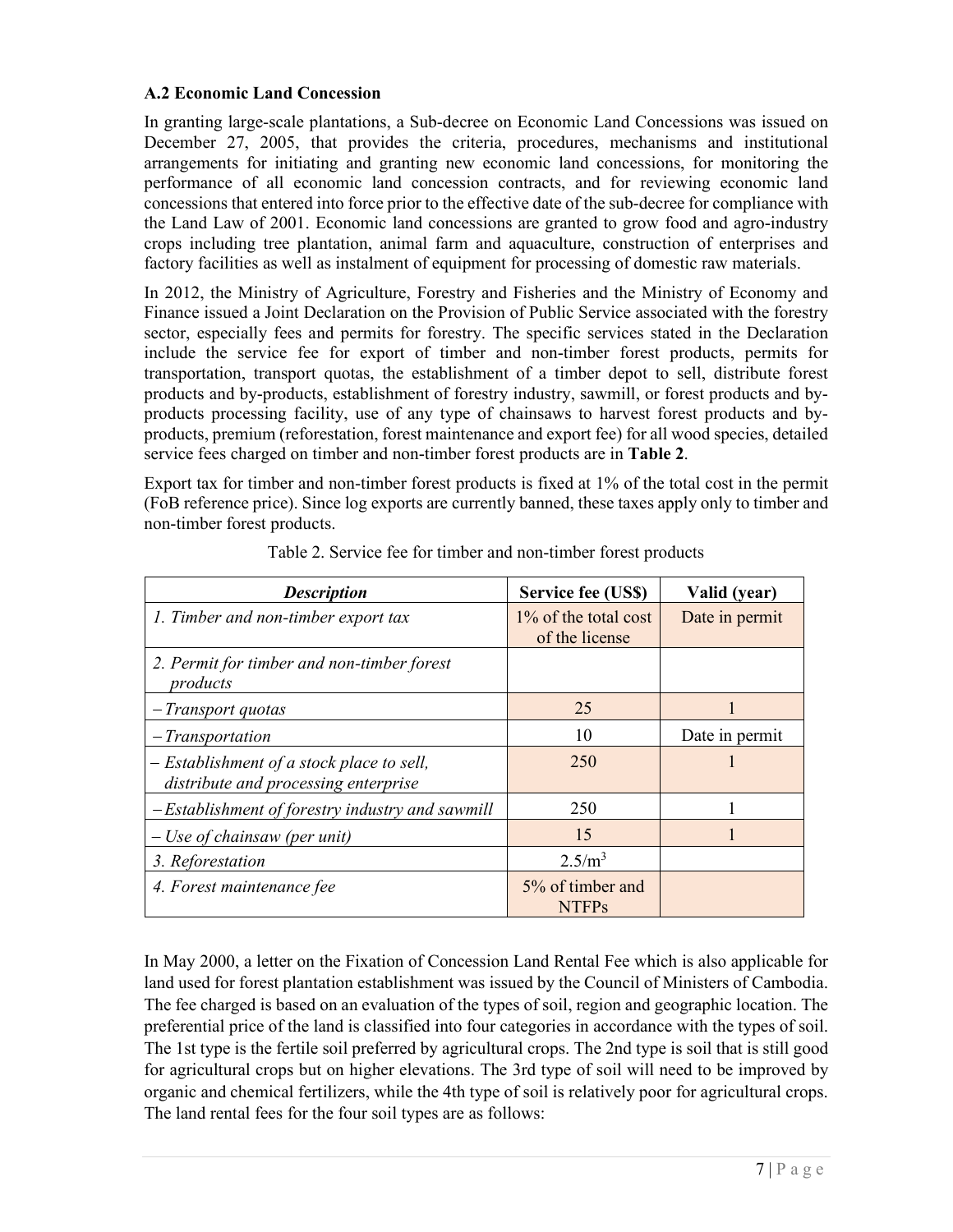### A.2 Economic Land Concession

In granting large-scale plantations, a Sub-decree on Economic Land Concessions was issued on December 27, 2005, that provides the criteria, procedures, mechanisms and institutional arrangements for initiating and granting new economic land concessions, for monitoring the performance of all economic land concession contracts, and for reviewing economic land concessions that entered into force prior to the effective date of the sub-decree for compliance with the Land Law of 2001. Economic land concessions are granted to grow food and agro-industry crops including tree plantation, animal farm and aquaculture, construction of enterprises and factory facilities as well as instalment of equipment for processing of domestic raw materials.

In 2012, the Ministry of Agriculture, Forestry and Fisheries and the Ministry of Economy and Finance issued a Joint Declaration on the Provision of Public Service associated with the forestry sector, especially fees and permits for forestry. The specific services stated in the Declaration include the service fee for export of timber and non-timber forest products, permits for transportation, transport quotas, the establishment of a timber depot to sell, distribute forest products and by-products, establishment of forestry industry, sawmill, or forest products and by-products processing facility, use of any type of chainsaws to harvest forest products and by-products, premium (reforestation, forest maintenance and export fee) for all wood species, detailed service fees charged on timber and non-timber forest products are in **Table 2**.

Export tax for timber and non-timber forest products is fixed at 1% of the total cost in the permit (FoB reference price). Since log exports are currently banned, these taxes apply only to timber and non-timber forest products.

Table 2. Service fee for timber and non-timber forest products

| ***Description*** | **Service fee (US$)** | **Valid (year)** |
|---|---|---|
| *1. Timber and non-timber export tax* | 1% of the total cost of the license | Date in permit |
| *2. Permit for timber and non-timber forest products* | | |
| *– Transport quotas* | 25 | 1 |
| *– Transportation* | 10 | Date in permit |
| *– Establishment of a stock place to sell, distribute and processing enterprise* | 250 | 1 |
| *– Establishment of forestry industry and sawmill* | 250 | 1 |
| *– Use of chainsaw (per unit)* | 15 | 1 |
| *3. Reforestation* | $2.5/m^3$ | |
| *4. Forest maintenance fee* | 5% of timber and NTFPs | |

In May 2000, a letter on the Fixation of Concession Land Rental Fee which is also applicable for land used for forest plantation establishment was issued by the Council of Ministers of Cambodia. The fee charged is based on an evaluation of the types of soil, region and geographic location. The preferential price of the land is classified into four categories in accordance with the types of soil. The 1st type is the fertile soil preferred by agricultural crops. The 2nd type is soil that is still good for agricultural crops but on higher elevations. The 3rd type of soil will need to be improved by organic and chemical fertilizers, while the 4th type of soil is relatively poor for agricultural crops. The land rental fees for the four soil types are as follows: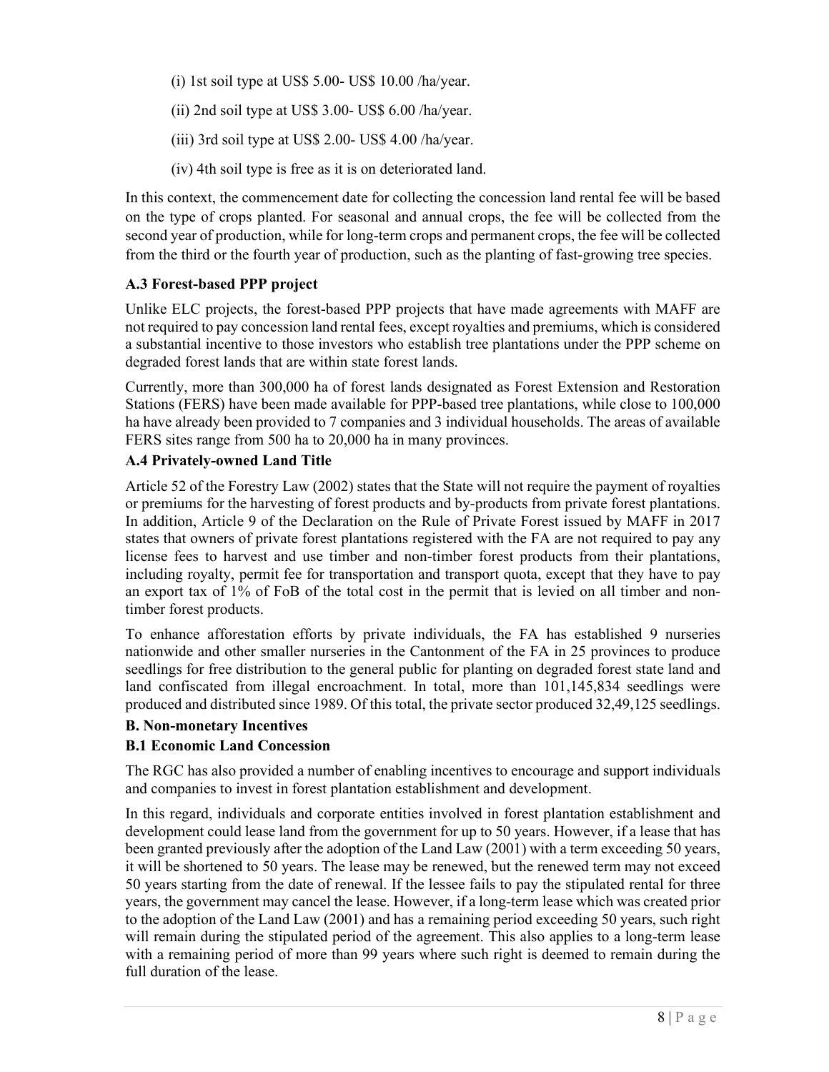(i) 1st soil type at US$ 5.00- US$ 10.00 /ha/year.

(ii) 2nd soil type at US$ 3.00- US$ 6.00 /ha/year.

(iii) 3rd soil type at US$ 2.00- US$ 4.00 /ha/year.

(iv) 4th soil type is free as it is on deteriorated land.

In this context, the commencement date for collecting the concession land rental fee will be based on the type of crops planted. For seasonal and annual crops, the fee will be collected from the second year of production, while for long-term crops and permanent crops, the fee will be collected from the third or the fourth year of production, such as the planting of fast-growing tree species.

### A.3 Forest-based PPP project

Unlike ELC projects, the forest-based PPP projects that have made agreements with MAFF are not required to pay concession land rental fees, except royalties and premiums, which is considered a substantial incentive to those investors who establish tree plantations under the PPP scheme on degraded forest lands that are within state forest lands.

Currently, more than 300,000 ha of forest lands designated as Forest Extension and Restoration Stations (FERS) have been made available for PPP-based tree plantations, while close to 100,000 ha have already been provided to 7 companies and 3 individual households. The areas of available FERS sites range from 500 ha to 20,000 ha in many provinces.

### A.4 Privately-owned Land Title

Article 52 of the Forestry Law (2002) states that the State will not require the payment of royalties or premiums for the harvesting of forest products and by-products from private forest plantations. In addition, Article 9 of the Declaration on the Rule of Private Forest issued by MAFF in 2017 states that owners of private forest plantations registered with the FA are not required to pay any license fees to harvest and use timber and non-timber forest products from their plantations, including royalty, permit fee for transportation and transport quota, except that they have to pay an export tax of 1% of FoB of the total cost in the permit that is levied on all timber and non-timber forest products.

To enhance afforestation efforts by private individuals, the FA has established 9 nurseries nationwide and other smaller nurseries in the Cantonment of the FA in 25 provinces to produce seedlings for free distribution to the general public for planting on degraded forest state land and land confiscated from illegal encroachment. In total, more than 101,145,834 seedlings were produced and distributed since 1989. Of this total, the private sector produced 32,49,125 seedlings.

## B. Non-monetary Incentives

### B.1 Economic Land Concession

The RGC has also provided a number of enabling incentives to encourage and support individuals and companies to invest in forest plantation establishment and development.

In this regard, individuals and corporate entities involved in forest plantation establishment and development could lease land from the government for up to 50 years. However, if a lease that has been granted previously after the adoption of the Land Law (2001) with a term exceeding 50 years, it will be shortened to 50 years. The lease may be renewed, but the renewed term may not exceed 50 years starting from the date of renewal. If the lessee fails to pay the stipulated rental for three years, the government may cancel the lease. However, if a long-term lease which was created prior to the adoption of the Land Law (2001) and has a remaining period exceeding 50 years, such right will remain during the stipulated period of the agreement. This also applies to a long-term lease with a remaining period of more than 99 years where such right is deemed to remain during the full duration of the lease.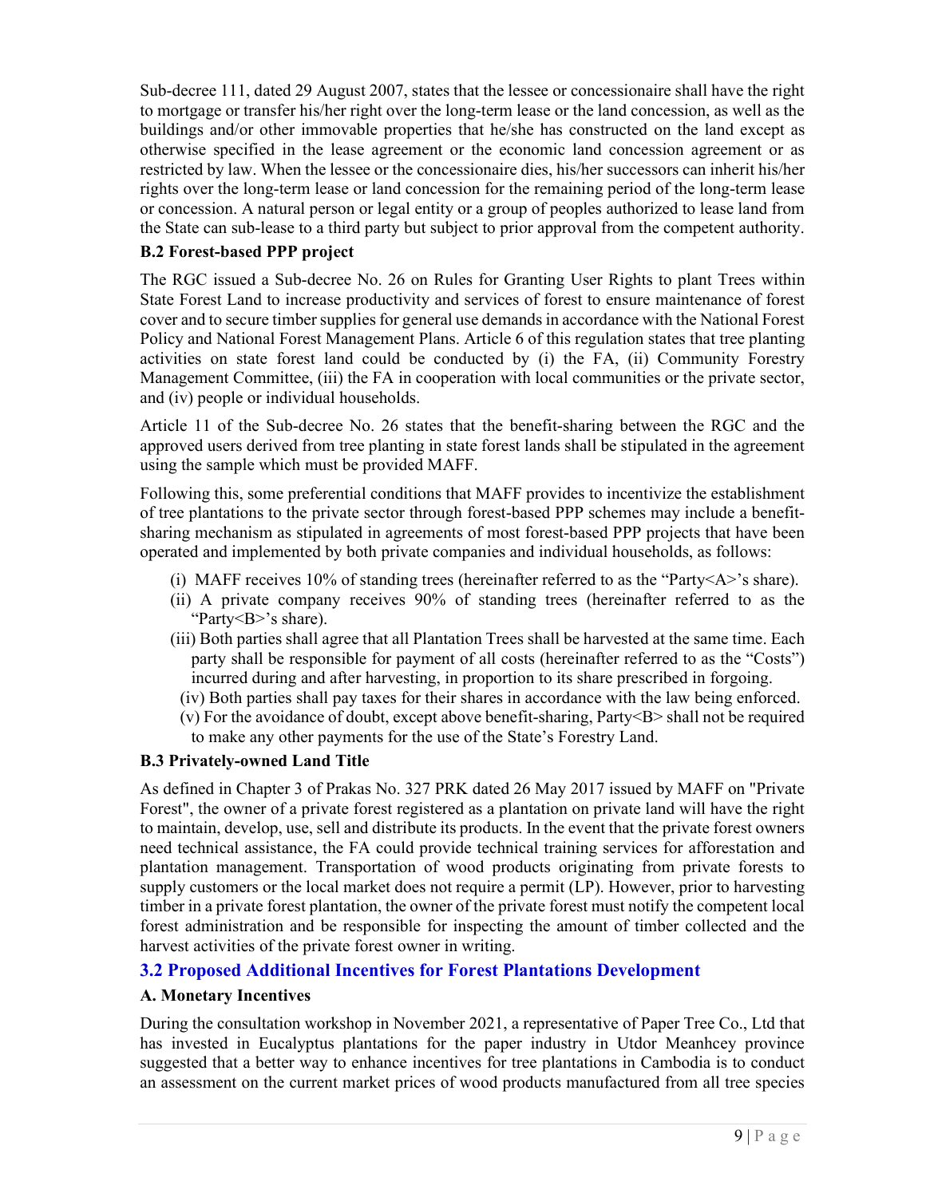Sub-decree 111, dated 29 August 2007, states that the lessee or concessionaire shall have the right to mortgage or transfer his/her right over the long-term lease or the land concession, as well as the buildings and/or other immovable properties that he/she has constructed on the land except as otherwise specified in the lease agreement or the economic land concession agreement or as restricted by law. When the lessee or the concessionaire dies, his/her successors can inherit his/her rights over the long-term lease or land concession for the remaining period of the long-term lease or concession. A natural person or legal entity or a group of peoples authorized to lease land from the State can sub-lease to a third party but subject to prior approval from the competent authority.

#### B.2 Forest-based PPP project

The RGC issued a Sub-decree No. 26 on Rules for Granting User Rights to plant Trees within State Forest Land to increase productivity and services of forest to ensure maintenance of forest cover and to secure timber supplies for general use demands in accordance with the National Forest Policy and National Forest Management Plans. Article 6 of this regulation states that tree planting activities on state forest land could be conducted by (i) the FA, (ii) Community Forestry Management Committee, (iii) the FA in cooperation with local communities or the private sector, and (iv) people or individual households.

Article 11 of the Sub-decree No. 26 states that the benefit-sharing between the RGC and the approved users derived from tree planting in state forest lands shall be stipulated in the agreement using the sample which must be provided MAFF.

Following this, some preferential conditions that MAFF provides to incentivize the establishment of tree plantations to the private sector through forest-based PPP schemes may include a benefit-sharing mechanism as stipulated in agreements of most forest-based PPP projects that have been operated and implemented by both private companies and individual households, as follows:

(i) MAFF receives 10% of standing trees (hereinafter referred to as the "Party<A>'s share).
(ii) A private company receives 90% of standing trees (hereinafter referred to as the "Party<B>'s share).
(iii) Both parties shall agree that all Plantation Trees shall be harvested at the same time. Each party shall be responsible for payment of all costs (hereinafter referred to as the "Costs") incurred during and after harvesting, in proportion to its share prescribed in forgoing.
(iv) Both parties shall pay taxes for their shares in accordance with the law being enforced.
(v) For the avoidance of doubt, except above benefit-sharing, Party<B> shall not be required to make any other payments for the use of the State's Forestry Land.

#### B.3 Privately-owned Land Title

As defined in Chapter 3 of Prakas No. 327 PRK dated 26 May 2017 issued by MAFF on "Private Forest", the owner of a private forest registered as a plantation on private land will have the right to maintain, develop, use, sell and distribute its products. In the event that the private forest owners need technical assistance, the FA could provide technical training services for afforestation and plantation management. Transportation of wood products originating from private forests to supply customers or the local market does not require a permit (LP). However, prior to harvesting timber in a private forest plantation, the owner of the private forest must notify the competent local forest administration and be responsible for inspecting the amount of timber collected and the harvest activities of the private forest owner in writing.

## 3.2 Proposed Additional Incentives for Forest Plantations Development

#### A. Monetary Incentives

During the consultation workshop in November 2021, a representative of Paper Tree Co., Ltd that has invested in Eucalyptus plantations for the paper industry in Utdor Meanhcey province suggested that a better way to enhance incentives for tree plantations in Cambodia is to conduct an assessment on the current market prices of wood products manufactured from all tree species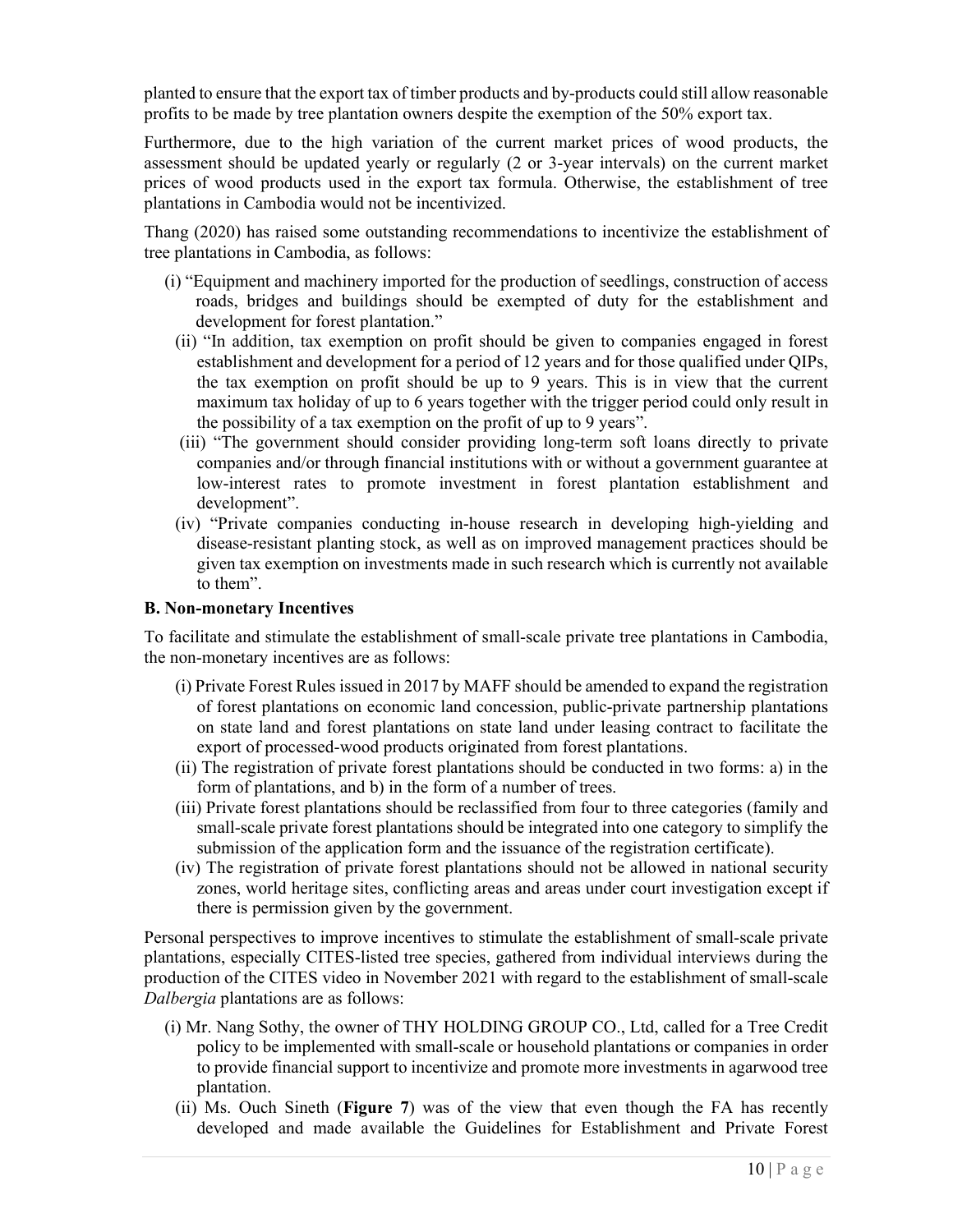planted to ensure that the export tax of timber products and by-products could still allow reasonable profits to be made by tree plantation owners despite the exemption of the 50% export tax.

Furthermore, due to the high variation of the current market prices of wood products, the assessment should be updated yearly or regularly (2 or 3-year intervals) on the current market prices of wood products used in the export tax formula. Otherwise, the establishment of tree plantations in Cambodia would not be incentivized.

Thang (2020) has raised some outstanding recommendations to incentivize the establishment of tree plantations in Cambodia, as follows:

(i) "Equipment and machinery imported for the production of seedlings, construction of access roads, bridges and buildings should be exempted of duty for the establishment and development for forest plantation."

(ii) "In addition, tax exemption on profit should be given to companies engaged in forest establishment and development for a period of 12 years and for those qualified under QIPs, the tax exemption on profit should be up to 9 years. This is in view that the current maximum tax holiday of up to 6 years together with the trigger period could only result in the possibility of a tax exemption on the profit of up to 9 years".

(iii) "The government should consider providing long-term soft loans directly to private companies and/or through financial institutions with or without a government guarantee at low-interest rates to promote investment in forest plantation establishment and development".

(iv) "Private companies conducting in-house research in developing high-yielding and disease-resistant planting stock, as well as on improved management practices should be given tax exemption on investments made in such research which is currently not available to them".

**B. Non-monetary Incentives**

To facilitate and stimulate the establishment of small-scale private tree plantations in Cambodia, the non-monetary incentives are as follows:

(i) Private Forest Rules issued in 2017 by MAFF should be amended to expand the registration of forest plantations on economic land concession, public-private partnership plantations on state land and forest plantations on state land under leasing contract to facilitate the export of processed-wood products originated from forest plantations.

(ii) The registration of private forest plantations should be conducted in two forms: a) in the form of plantations, and b) in the form of a number of trees.

(iii) Private forest plantations should be reclassified from four to three categories (family and small-scale private forest plantations should be integrated into one category to simplify the submission of the application form and the issuance of the registration certificate).

(iv) The registration of private forest plantations should not be allowed in national security zones, world heritage sites, conflicting areas and areas under court investigation except if there is permission given by the government.

Personal perspectives to improve incentives to stimulate the establishment of small-scale private plantations, especially CITES-listed tree species, gathered from individual interviews during the production of the CITES video in November 2021 with regard to the establishment of small-scale *Dalbergia* plantations are as follows:

(i) Mr. Nang Sothy, the owner of THY HOLDING GROUP CO., Ltd, called for a Tree Credit policy to be implemented with small-scale or household plantations or companies in order to provide financial support to incentivize and promote more investments in agarwood tree plantation.

(ii) Ms. Ouch Sineth (**Figure 7**) was of the view that even though the FA has recently developed and made available the Guidelines for Establishment and Private Forest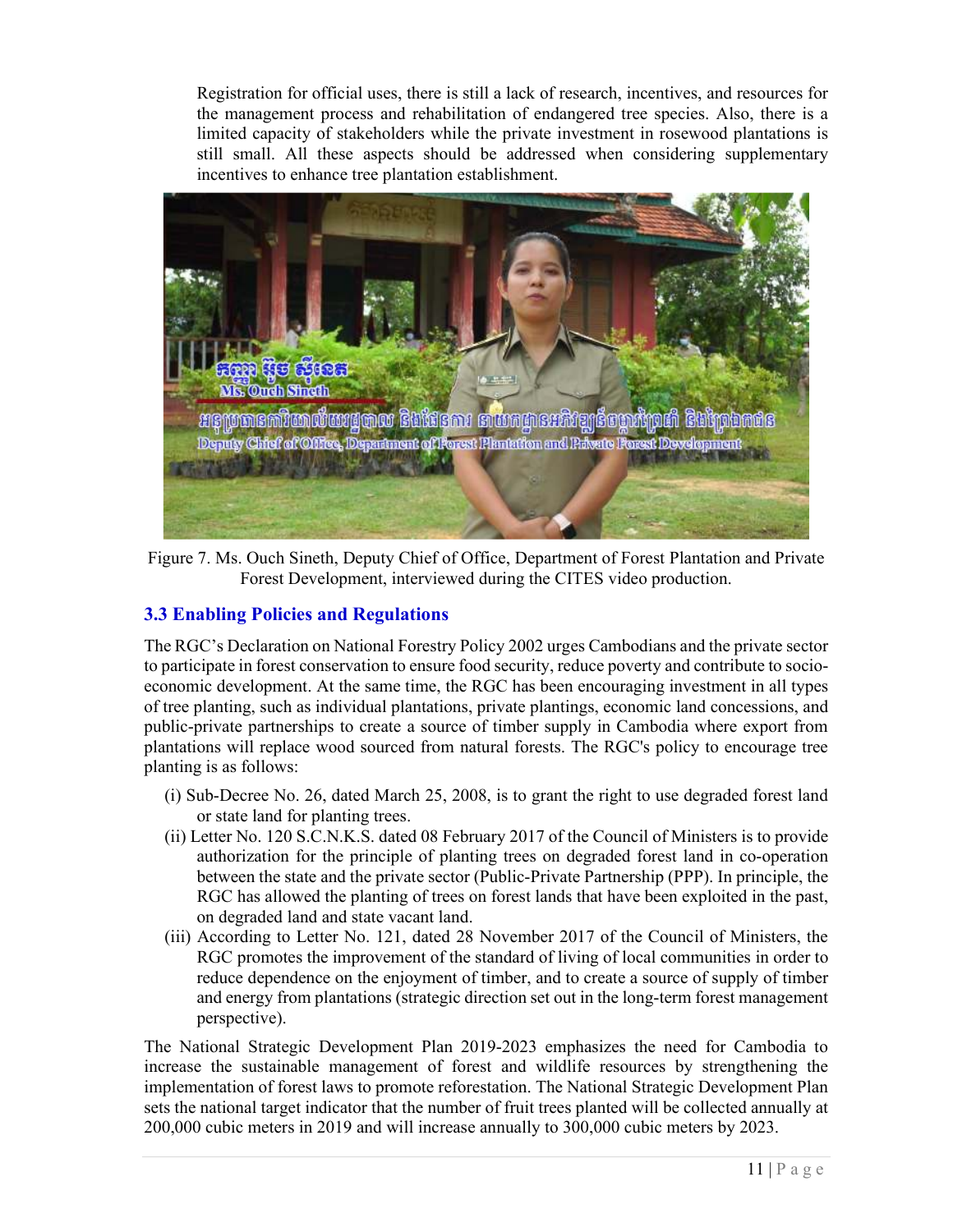Registration for official uses, there is still a lack of research, incentives, and resources for the management process and rehabilitation of endangered tree species. Also, there is a limited capacity of stakeholders while the private investment in rosewood plantations is still small. All these aspects should be addressed when considering supplementary incentives to enhance tree plantation establishment.

Figure 7. Ms. Ouch Sineth, Deputy Chief of Office, Department of Forest Plantation and Private Forest Development, interviewed during the CITES video production.

### 3.3 Enabling Policies and Regulations

The RGC's Declaration on National Forestry Policy 2002 urges Cambodians and the private sector to participate in forest conservation to ensure food security, reduce poverty and contribute to socio-economic development. At the same time, the RGC has been encouraging investment in all types of tree planting, such as individual plantations, private plantings, economic land concessions, and public-private partnerships to create a source of timber supply in Cambodia where export from plantations will replace wood sourced from natural forests. The RGC's policy to encourage tree planting is as follows:

(i) Sub-Decree No. 26, dated March 25, 2008, is to grant the right to use degraded forest land or state land for planting trees.

(ii) Letter No. 120 S.C.N.K.S. dated 08 February 2017 of the Council of Ministers is to provide authorization for the principle of planting trees on degraded forest land in co-operation between the state and the private sector (Public-Private Partnership (PPP). In principle, the RGC has allowed the planting of trees on forest lands that have been exploited in the past, on degraded land and state vacant land.

(iii) According to Letter No. 121, dated 28 November 2017 of the Council of Ministers, the RGC promotes the improvement of the standard of living of local communities in order to reduce dependence on the enjoyment of timber, and to create a source of supply of timber and energy from plantations (strategic direction set out in the long-term forest management perspective).

The National Strategic Development Plan 2019-2023 emphasizes the need for Cambodia to increase the sustainable management of forest and wildlife resources by strengthening the implementation of forest laws to promote reforestation. The National Strategic Development Plan sets the national target indicator that the number of fruit trees planted will be collected annually at 200,000 cubic meters in 2019 and will increase annually to 300,000 cubic meters by 2023.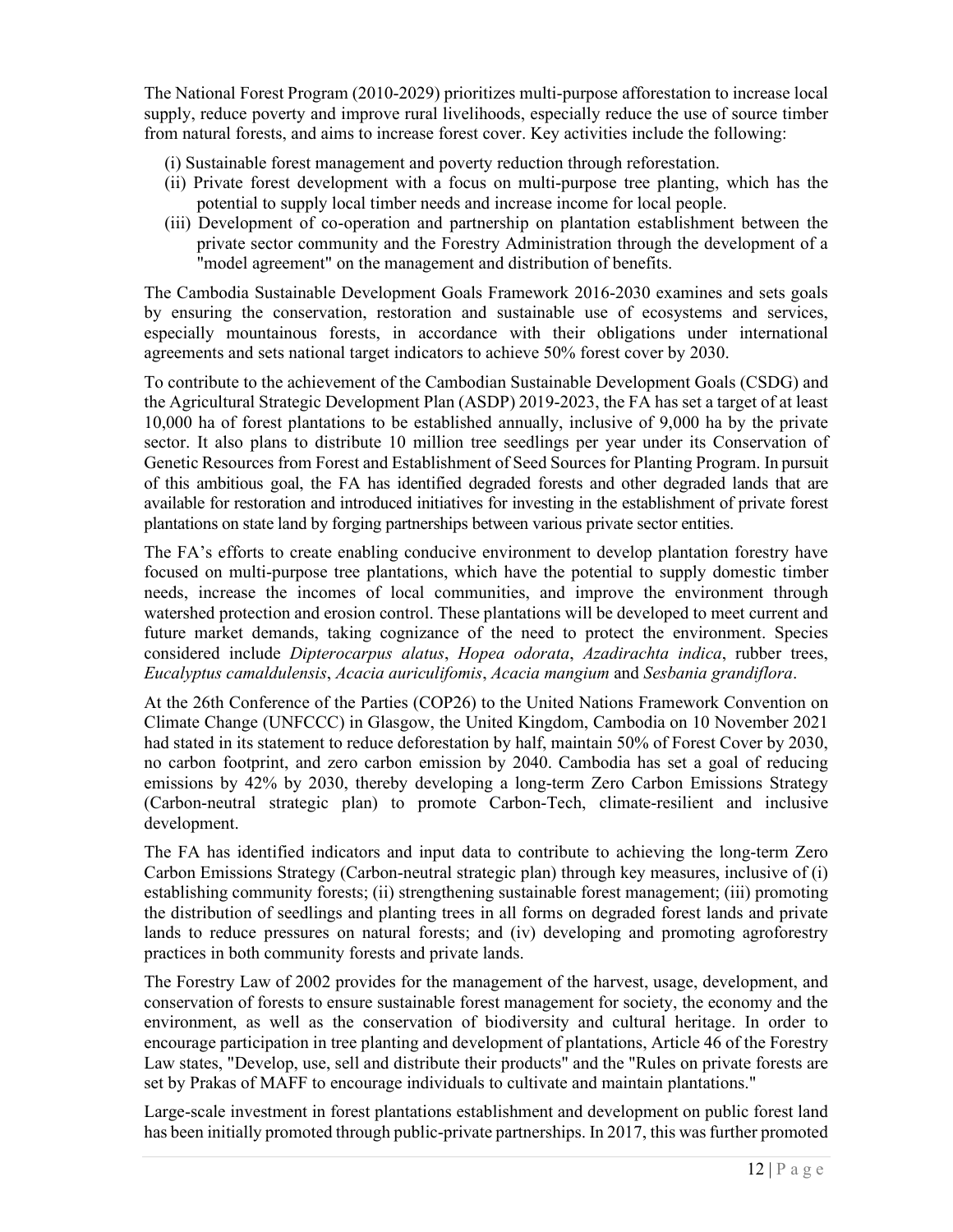The National Forest Program (2010-2029) prioritizes multi-purpose afforestation to increase local supply, reduce poverty and improve rural livelihoods, especially reduce the use of source timber from natural forests, and aims to increase forest cover. Key activities include the following:

(i) Sustainable forest management and poverty reduction through reforestation.
(ii) Private forest development with a focus on multi-purpose tree planting, which has the potential to supply local timber needs and increase income for local people.
(iii) Development of co-operation and partnership on plantation establishment between the private sector community and the Forestry Administration through the development of a "model agreement" on the management and distribution of benefits.

The Cambodia Sustainable Development Goals Framework 2016-2030 examines and sets goals by ensuring the conservation, restoration and sustainable use of ecosystems and services, especially mountainous forests, in accordance with their obligations under international agreements and sets national target indicators to achieve 50% forest cover by 2030.

To contribute to the achievement of the Cambodian Sustainable Development Goals (CSDG) and the Agricultural Strategic Development Plan (ASDP) 2019-2023, the FA has set a target of at least 10,000 ha of forest plantations to be established annually, inclusive of 9,000 ha by the private sector. It also plans to distribute 10 million tree seedlings per year under its Conservation of Genetic Resources from Forest and Establishment of Seed Sources for Planting Program. In pursuit of this ambitious goal, the FA has identified degraded forests and other degraded lands that are available for restoration and introduced initiatives for investing in the establishment of private forest plantations on state land by forging partnerships between various private sector entities.

The FA's efforts to create enabling conducive environment to develop plantation forestry have focused on multi-purpose tree plantations, which have the potential to supply domestic timber needs, increase the incomes of local communities, and improve the environment through watershed protection and erosion control. These plantations will be developed to meet current and future market demands, taking cognizance of the need to protect the environment. Species considered include *Dipterocarpus alatus*, *Hopea odorata*, *Azadirachta indica*, rubber trees, *Eucalyptus camaldulensis*, *Acacia auriculifomis*, *Acacia mangium* and *Sesbania grandiflora*.

At the 26th Conference of the Parties (COP26) to the United Nations Framework Convention on Climate Change (UNFCCC) in Glasgow, the United Kingdom, Cambodia on 10 November 2021 had stated in its statement to reduce deforestation by half, maintain 50% of Forest Cover by 2030, no carbon footprint, and zero carbon emission by 2040. Cambodia has set a goal of reducing emissions by 42% by 2030, thereby developing a long-term Zero Carbon Emissions Strategy (Carbon-neutral strategic plan) to promote Carbon-Tech, climate-resilient and inclusive development.

The FA has identified indicators and input data to contribute to achieving the long-term Zero Carbon Emissions Strategy (Carbon-neutral strategic plan) through key measures, inclusive of (i) establishing community forests; (ii) strengthening sustainable forest management; (iii) promoting the distribution of seedlings and planting trees in all forms on degraded forest lands and private lands to reduce pressures on natural forests; and (iv) developing and promoting agroforestry practices in both community forests and private lands.

The Forestry Law of 2002 provides for the management of the harvest, usage, development, and conservation of forests to ensure sustainable forest management for society, the economy and the environment, as well as the conservation of biodiversity and cultural heritage. In order to encourage participation in tree planting and development of plantations, Article 46 of the Forestry Law states, "Develop, use, sell and distribute their products" and the "Rules on private forests are set by Prakas of MAFF to encourage individuals to cultivate and maintain plantations."

Large-scale investment in forest plantations establishment and development on public forest land has been initially promoted through public-private partnerships. In 2017, this was further promoted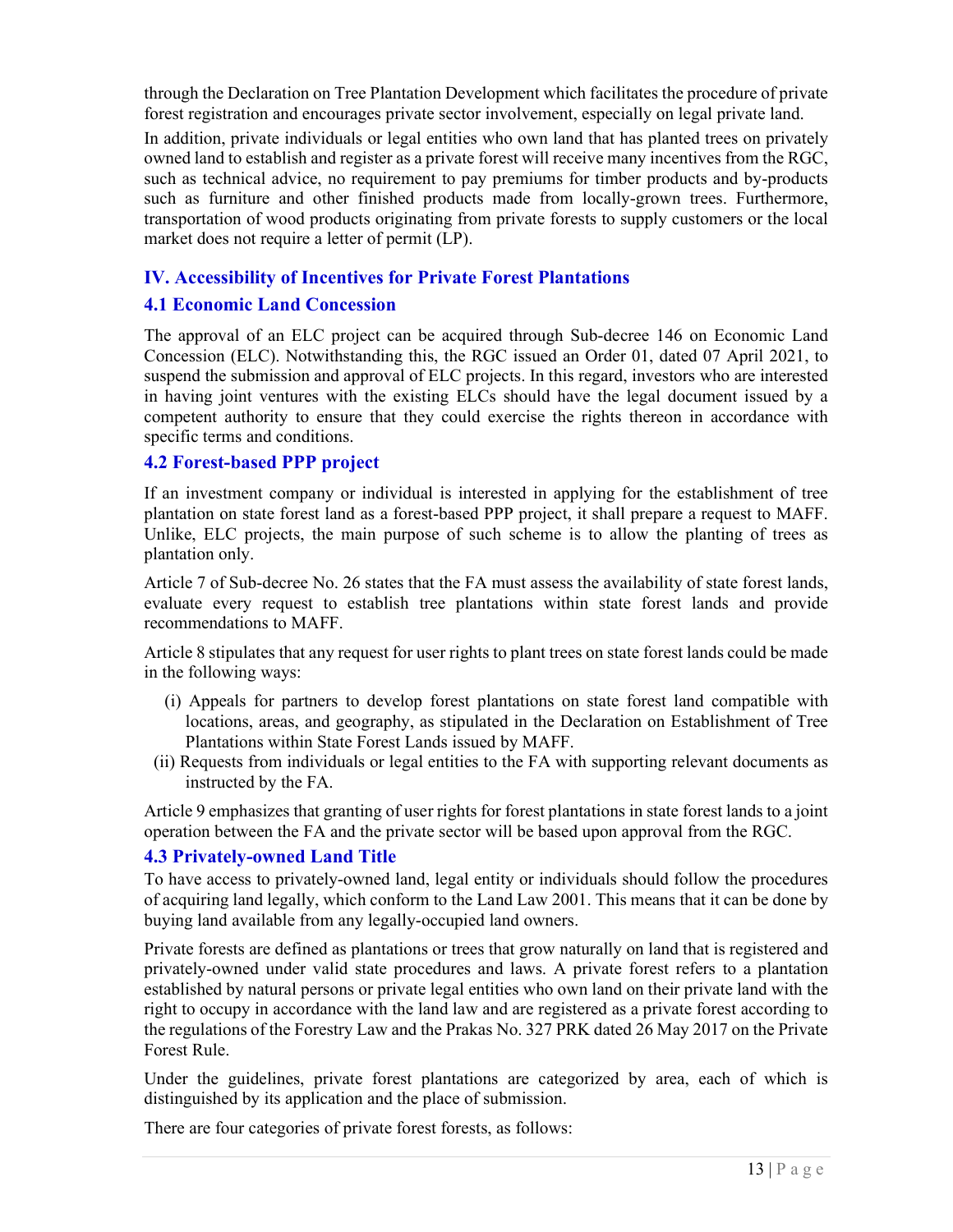through the Declaration on Tree Plantation Development which facilitates the procedure of private forest registration and encourages private sector involvement, especially on legal private land.

In addition, private individuals or legal entities who own land that has planted trees on privately owned land to establish and register as a private forest will receive many incentives from the RGC, such as technical advice, no requirement to pay premiums for timber products and by-products such as furniture and other finished products made from locally-grown trees. Furthermore, transportation of wood products originating from private forests to supply customers or the local market does not require a letter of permit (LP).

## IV. Accessibility of Incentives for Private Forest Plantations

### 4.1 Economic Land Concession

The approval of an ELC project can be acquired through Sub-decree 146 on Economic Land Concession (ELC). Notwithstanding this, the RGC issued an Order 01, dated 07 April 2021, to suspend the submission and approval of ELC projects. In this regard, investors who are interested in having joint ventures with the existing ELCs should have the legal document issued by a competent authority to ensure that they could exercise the rights thereon in accordance with specific terms and conditions.

### 4.2 Forest-based PPP project

If an investment company or individual is interested in applying for the establishment of tree plantation on state forest land as a forest-based PPP project, it shall prepare a request to MAFF. Unlike, ELC projects, the main purpose of such scheme is to allow the planting of trees as plantation only.

Article 7 of Sub-decree No. 26 states that the FA must assess the availability of state forest lands, evaluate every request to establish tree plantations within state forest lands and provide recommendations to MAFF.

Article 8 stipulates that any request for user rights to plant trees on state forest lands could be made in the following ways:

(i) Appeals for partners to develop forest plantations on state forest land compatible with locations, areas, and geography, as stipulated in the Declaration on Establishment of Tree Plantations within State Forest Lands issued by MAFF.

(ii) Requests from individuals or legal entities to the FA with supporting relevant documents as instructed by the FA.

Article 9 emphasizes that granting of user rights for forest plantations in state forest lands to a joint operation between the FA and the private sector will be based upon approval from the RGC.

### 4.3 Privately-owned Land Title

To have access to privately-owned land, legal entity or individuals should follow the procedures of acquiring land legally, which conform to the Land Law 2001. This means that it can be done by buying land available from any legally-occupied land owners.

Private forests are defined as plantations or trees that grow naturally on land that is registered and privately-owned under valid state procedures and laws. A private forest refers to a plantation established by natural persons or private legal entities who own land on their private land with the right to occupy in accordance with the land law and are registered as a private forest according to the regulations of the Forestry Law and the Prakas No. 327 PRK dated 26 May 2017 on the Private Forest Rule.

Under the guidelines, private forest plantations are categorized by area, each of which is distinguished by its application and the place of submission.

There are four categories of private forest forests, as follows: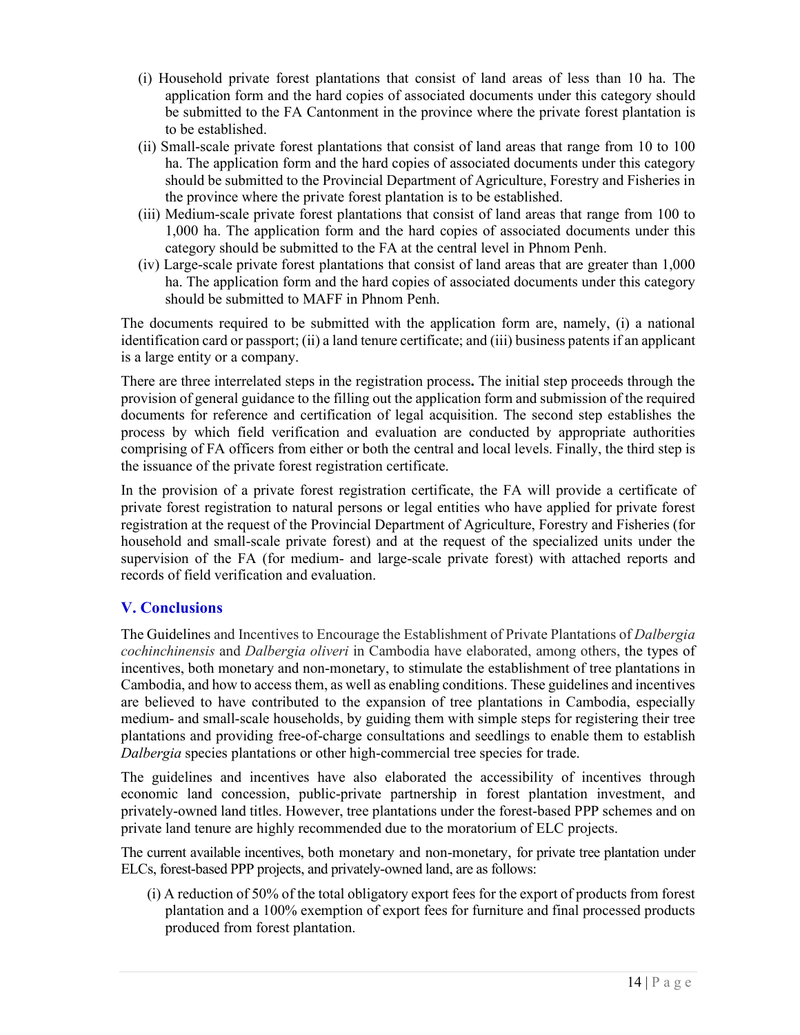(i) Household private forest plantations that consist of land areas of less than 10 ha. The application form and the hard copies of associated documents under this category should be submitted to the FA Cantonment in the province where the private forest plantation is to be established.

(ii) Small-scale private forest plantations that consist of land areas that range from 10 to 100 ha. The application form and the hard copies of associated documents under this category should be submitted to the Provincial Department of Agriculture, Forestry and Fisheries in the province where the private forest plantation is to be established.

(iii) Medium-scale private forest plantations that consist of land areas that range from 100 to 1,000 ha. The application form and the hard copies of associated documents under this category should be submitted to the FA at the central level in Phnom Penh.

(iv) Large-scale private forest plantations that consist of land areas that are greater than 1,000 ha. The application form and the hard copies of associated documents under this category should be submitted to MAFF in Phnom Penh.

The documents required to be submitted with the application form are, namely, (i) a national identification card or passport; (ii) a land tenure certificate; and (iii) business patents if an applicant is a large entity or a company.

There are three interrelated steps in the registration process**.** The initial step proceeds through the provision of general guidance to the filling out the application form and submission of the required documents for reference and certification of legal acquisition. The second step establishes the process by which field verification and evaluation are conducted by appropriate authorities comprising of FA officers from either or both the central and local levels. Finally, the third step is the issuance of the private forest registration certificate.

In the provision of a private forest registration certificate, the FA will provide a certificate of private forest registration to natural persons or legal entities who have applied for private forest registration at the request of the Provincial Department of Agriculture, Forestry and Fisheries (for household and small-scale private forest) and at the request of the specialized units under the supervision of the FA (for medium- and large-scale private forest) with attached reports and records of field verification and evaluation.

## V. Conclusions

The Guidelines and Incentives to Encourage the Establishment of Private Plantations of *Dalbergia cochinchinensis* and *Dalbergia oliveri* in Cambodia have elaborated, among others, the types of incentives, both monetary and non-monetary, to stimulate the establishment of tree plantations in Cambodia, and how to access them, as well as enabling conditions. These guidelines and incentives are believed to have contributed to the expansion of tree plantations in Cambodia, especially medium- and small-scale households, by guiding them with simple steps for registering their tree plantations and providing free-of-charge consultations and seedlings to enable them to establish *Dalbergia* species plantations or other high-commercial tree species for trade.

The guidelines and incentives have also elaborated the accessibility of incentives through economic land concession, public-private partnership in forest plantation investment, and privately-owned land titles. However, tree plantations under the forest-based PPP schemes and on private land tenure are highly recommended due to the moratorium of ELC projects.

The current available incentives, both monetary and non-monetary, for private tree plantation under ELCs, forest-based PPP projects, and privately-owned land, are as follows:

(i) A reduction of 50% of the total obligatory export fees for the export of products from forest plantation and a 100% exemption of export fees for furniture and final processed products produced from forest plantation.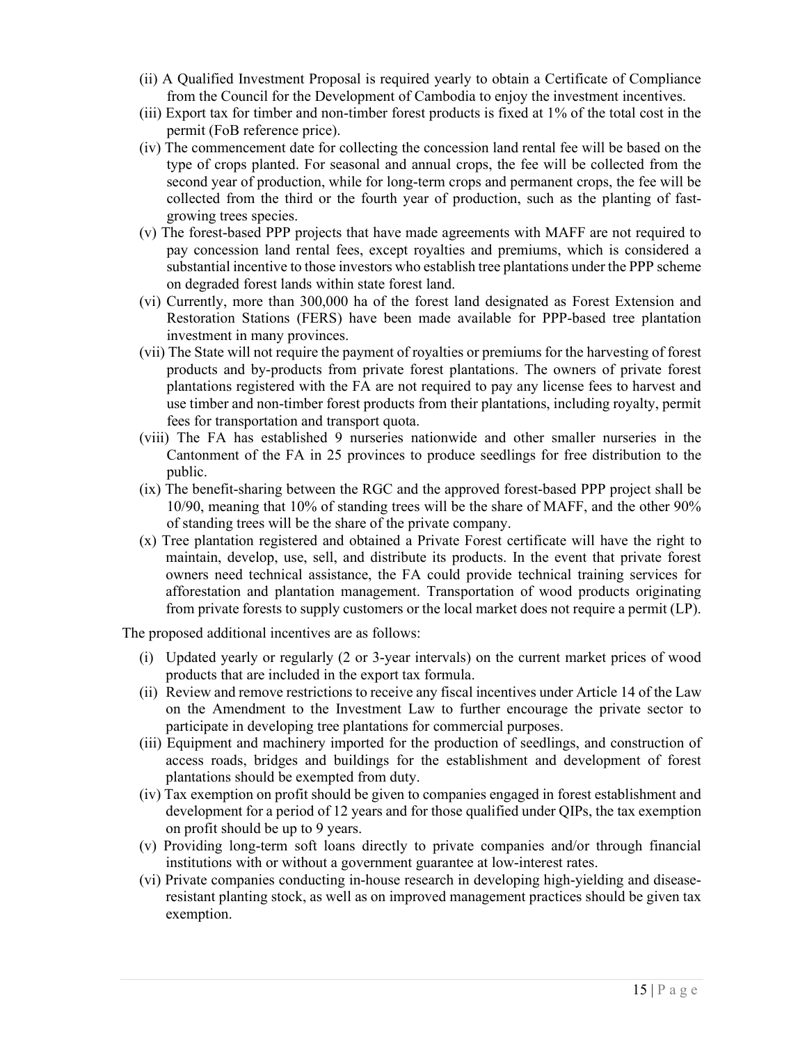(ii) A Qualified Investment Proposal is required yearly to obtain a Certificate of Compliance from the Council for the Development of Cambodia to enjoy the investment incentives.

(iii) Export tax for timber and non-timber forest products is fixed at 1% of the total cost in the permit (FoB reference price).

(iv) The commencement date for collecting the concession land rental fee will be based on the type of crops planted. For seasonal and annual crops, the fee will be collected from the second year of production, while for long-term crops and permanent crops, the fee will be collected from the third or the fourth year of production, such as the planting of fast-growing trees species.

(v) The forest-based PPP projects that have made agreements with MAFF are not required to pay concession land rental fees, except royalties and premiums, which is considered a substantial incentive to those investors who establish tree plantations under the PPP scheme on degraded forest lands within state forest land.

(vi) Currently, more than 300,000 ha of the forest land designated as Forest Extension and Restoration Stations (FERS) have been made available for PPP-based tree plantation investment in many provinces.

(vii) The State will not require the payment of royalties or premiums for the harvesting of forest products and by-products from private forest plantations. The owners of private forest plantations registered with the FA are not required to pay any license fees to harvest and use timber and non-timber forest products from their plantations, including royalty, permit fees for transportation and transport quota.

(viii) The FA has established 9 nurseries nationwide and other smaller nurseries in the Cantonment of the FA in 25 provinces to produce seedlings for free distribution to the public.

(ix) The benefit-sharing between the RGC and the approved forest-based PPP project shall be 10/90, meaning that 10% of standing trees will be the share of MAFF, and the other 90% of standing trees will be the share of the private company.

(x) Tree plantation registered and obtained a Private Forest certificate will have the right to maintain, develop, use, sell, and distribute its products. In the event that private forest owners need technical assistance, the FA could provide technical training services for afforestation and plantation management. Transportation of wood products originating from private forests to supply customers or the local market does not require a permit (LP).

The proposed additional incentives are as follows:

(i) Updated yearly or regularly (2 or 3-year intervals) on the current market prices of wood products that are included in the export tax formula.

(ii) Review and remove restrictions to receive any fiscal incentives under Article 14 of the Law on the Amendment to the Investment Law to further encourage the private sector to participate in developing tree plantations for commercial purposes.

(iii) Equipment and machinery imported for the production of seedlings, and construction of access roads, bridges and buildings for the establishment and development of forest plantations should be exempted from duty.

(iv) Tax exemption on profit should be given to companies engaged in forest establishment and development for a period of 12 years and for those qualified under QIPs, the tax exemption on profit should be up to 9 years.

(v) Providing long-term soft loans directly to private companies and/or through financial institutions with or without a government guarantee at low-interest rates.

(vi) Private companies conducting in-house research in developing high-yielding and disease-resistant planting stock, as well as on improved management practices should be given tax exemption.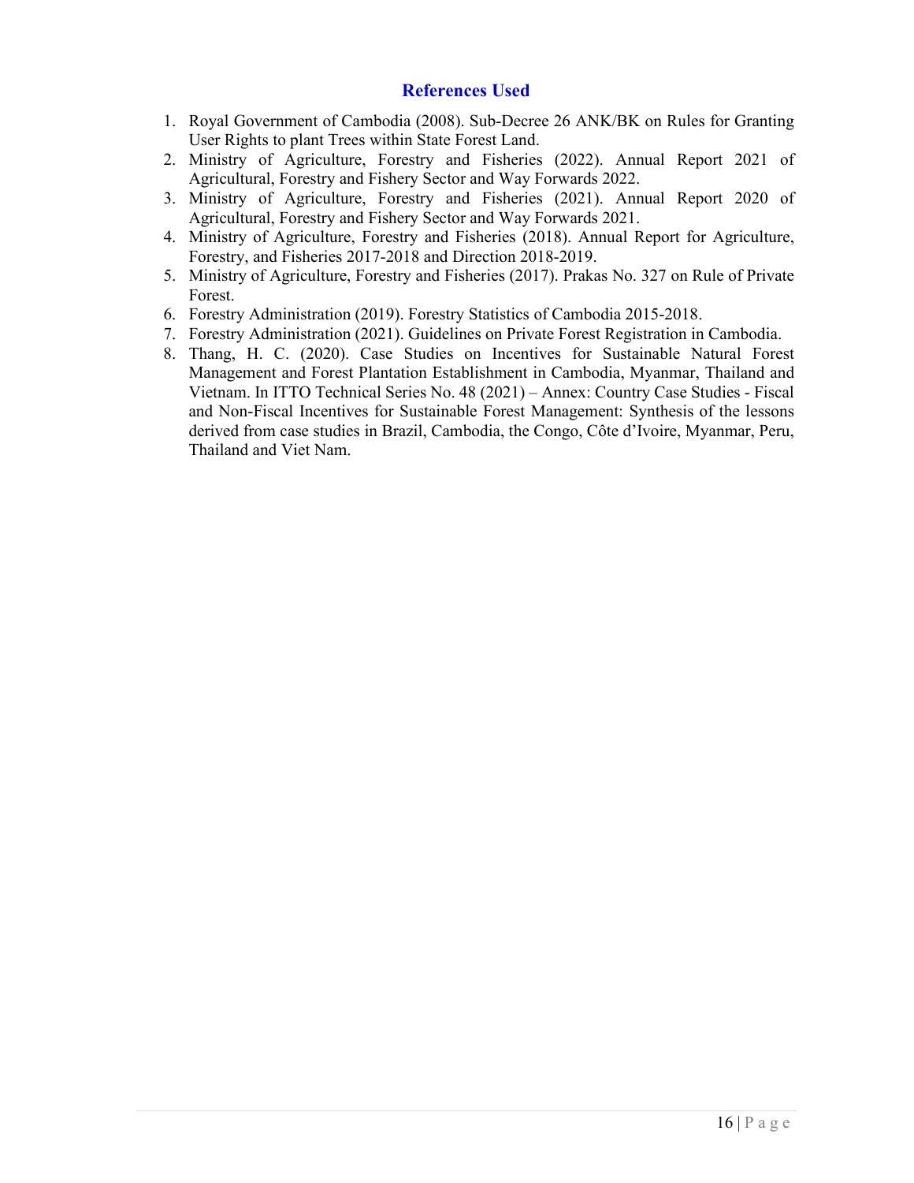## References Used

1. Royal Government of Cambodia (2008). Sub-Decree 26 ANK/BK on Rules for Granting User Rights to plant Trees within State Forest Land.
2. Ministry of Agriculture, Forestry and Fisheries (2022). Annual Report 2021 of Agricultural, Forestry and Fishery Sector and Way Forwards 2022.
3. Ministry of Agriculture, Forestry and Fisheries (2021). Annual Report 2020 of Agricultural, Forestry and Fishery Sector and Way Forwards 2021.
4. Ministry of Agriculture, Forestry and Fisheries (2018). Annual Report for Agriculture, Forestry, and Fisheries 2017-2018 and Direction 2018-2019.
5. Ministry of Agriculture, Forestry and Fisheries (2017). Prakas No. 327 on Rule of Private Forest.
6. Forestry Administration (2019). Forestry Statistics of Cambodia 2015-2018.
7. Forestry Administration (2021). Guidelines on Private Forest Registration in Cambodia.
8. Thang, H. C. (2020). Case Studies on Incentives for Sustainable Natural Forest Management and Forest Plantation Establishment in Cambodia, Myanmar, Thailand and Vietnam. In ITTO Technical Series No. 48 (2021) – Annex: Country Case Studies - Fiscal and Non-Fiscal Incentives for Sustainable Forest Management: Synthesis of the lessons derived from case studies in Brazil, Cambodia, the Congo, Côte d'Ivoire, Myanmar, Peru, Thailand and Viet Nam.